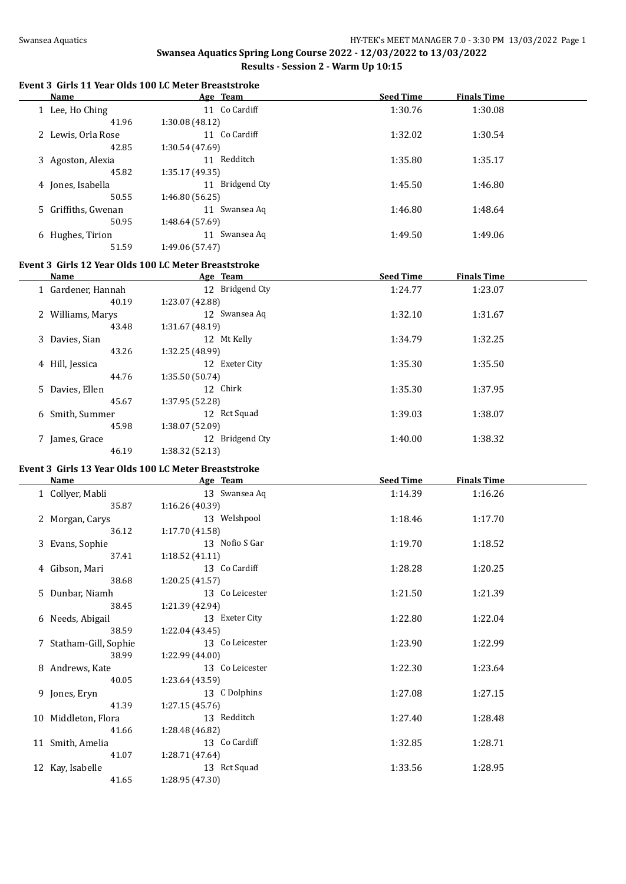## Swansea Aquatics Spring Long Course 2022 - 12/03/2022 to 13/03/2022

### Results - Session 2 - Warm Up 10:15

#### Event 3 Girls 11 Year Olds 100 LC Meter Breaststroke

| | Name | Age | Team | Seed Time | Finals Time |
|---|---|---|---|---|---|
| 1 | Lee, Ho Ching | 11 | Co Cardiff | 1:30.76 | 1:30.08 |
| | 41.96 | 1:30.08 (48.12) | | | |
| 2 | Lewis, Orla Rose | 11 | Co Cardiff | 1:32.02 | 1:30.54 |
| | 42.85 | 1:30.54 (47.69) | | | |
| 3 | Agoston, Alexia | 11 | Redditch | 1:35.80 | 1:35.17 |
| | 45.82 | 1:35.17 (49.35) | | | |
| 4 | Jones, Isabella | 11 | Bridgend Cty | 1:45.50 | 1:46.80 |
| | 50.55 | 1:46.80 (56.25) | | | |
| 5 | Griffiths, Gwenan | 11 | Swansea Aq | 1:46.80 | 1:48.64 |
| | 50.95 | 1:48.64 (57.69) | | | |
| 6 | Hughes, Tirion | 11 | Swansea Aq | 1:49.50 | 1:49.06 |
| | 51.59 | 1:49.06 (57.47) | | | |

#### Event 3 Girls 12 Year Olds 100 LC Meter Breaststroke

| | Name | Age | Team | Seed Time | Finals Time |
|---|---|---|---|---|---|
| 1 | Gardener, Hannah | 12 | Bridgend Cty | 1:24.77 | 1:23.07 |
| | 40.19 | 1:23.07 (42.88) | | | |
| 2 | Williams, Marys | 12 | Swansea Aq | 1:32.10 | 1:31.67 |
| | 43.48 | 1:31.67 (48.19) | | | |
| 3 | Davies, Sian | 12 | Mt Kelly | 1:34.79 | 1:32.25 |
| | 43.26 | 1:32.25 (48.99) | | | |
| 4 | Hill, Jessica | 12 | Exeter City | 1:35.30 | 1:35.50 |
| | 44.76 | 1:35.50 (50.74) | | | |
| 5 | Davies, Ellen | 12 | Chirk | 1:35.30 | 1:37.95 |
| | 45.67 | 1:37.95 (52.28) | | | |
| 6 | Smith, Summer | 12 | Rct Squad | 1:39.03 | 1:38.07 |
| | 45.98 | 1:38.07 (52.09) | | | |
| 7 | James, Grace | 12 | Bridgend Cty | 1:40.00 | 1:38.32 |
| | 46.19 | 1:38.32 (52.13) | | | |

#### Event 3 Girls 13 Year Olds 100 LC Meter Breaststroke

| | Name | Age | Team | Seed Time | Finals Time |
|---|---|---|---|---|---|
| 1 | Collyer, Mabli | 13 | Swansea Aq | 1:14.39 | 1:16.26 |
| | 35.87 | 1:16.26 (40.39) | | | |
| 2 | Morgan, Carys | 13 | Welshpool | 1:18.46 | 1:17.70 |
| | 36.12 | 1:17.70 (41.58) | | | |
| 3 | Evans, Sophie | 13 | Nofio S Gar | 1:19.70 | 1:18.52 |
| | 37.41 | 1:18.52 (41.11) | | | |
| 4 | Gibson, Mari | 13 | Co Cardiff | 1:28.28 | 1:20.25 |
| | 38.68 | 1:20.25 (41.57) | | | |
| 5 | Dunbar, Niamh | 13 | Co Leicester | 1:21.50 | 1:21.39 |
| | 38.45 | 1:21.39 (42.94) | | | |
| 6 | Needs, Abigail | 13 | Exeter City | 1:22.80 | 1:22.04 |
| | 38.59 | 1:22.04 (43.45) | | | |
| 7 | Statham-Gill, Sophie | 13 | Co Leicester | 1:23.90 | 1:22.99 |
| | 38.99 | 1:22.99 (44.00) | | | |
| 8 | Andrews, Kate | 13 | Co Leicester | 1:22.30 | 1:23.64 |
| | 40.05 | 1:23.64 (43.59) | | | |
| 9 | Jones, Eryn | 13 | C Dolphins | 1:27.08 | 1:27.15 |
| | 41.39 | 1:27.15 (45.76) | | | |
| 10 | Middleton, Flora | 13 | Redditch | 1:27.40 | 1:28.48 |
| | 41.66 | 1:28.48 (46.82) | | | |
| 11 | Smith, Amelia | 13 | Co Cardiff | 1:32.85 | 1:28.71 |
| | 41.07 | 1:28.71 (47.64) | | | |
| 12 | Kay, Isabelle | 13 | Rct Squad | 1:33.56 | 1:28.95 |
| | 41.65 | 1:28.95 (47.30) | | | |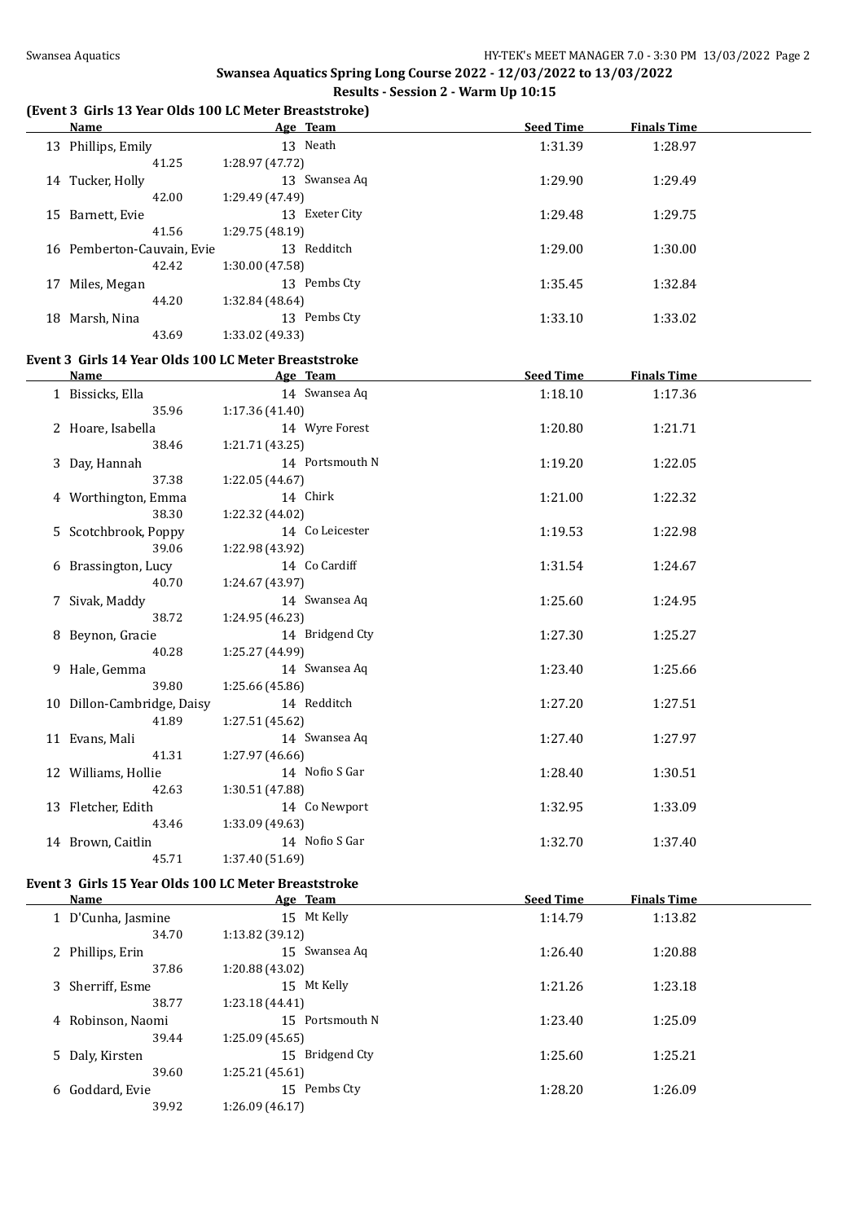# Swansea Aquatics Spring Long Course 2022 - 12/03/2022 to 13/03/2022

## Results - Session 2 - Warm Up 10:15

### (Event 3 Girls 13 Year Olds 100 LC Meter Breaststroke)

| | Name | Age | Team | Seed Time | Finals Time |
|---|---|---|---|---|---|
| 13 | Phillips, Emily | 13 | Neath | 1:31.39 | 1:28.97 |
| | 41.25 | 1:28.97 (47.72) | | | |
| 14 | Tucker, Holly | 13 | Swansea Aq | 1:29.90 | 1:29.49 |
| | 42.00 | 1:29.49 (47.49) | | | |
| 15 | Barnett, Evie | 13 | Exeter City | 1:29.48 | 1:29.75 |
| | 41.56 | 1:29.75 (48.19) | | | |
| 16 | Pemberton-Cauvain, Evie | 13 | Redditch | 1:29.00 | 1:30.00 |
| | 42.42 | 1:30.00 (47.58) | | | |
| 17 | Miles, Megan | 13 | Pembs Cty | 1:35.45 | 1:32.84 |
| | 44.20 | 1:32.84 (48.64) | | | |
| 18 | Marsh, Nina | 13 | Pembs Cty | 1:33.10 | 1:33.02 |
| | 43.69 | 1:33.02 (49.33) | | | |

### Event 3 Girls 14 Year Olds 100 LC Meter Breaststroke

| | Name | Age | Team | Seed Time | Finals Time |
|---|---|---|---|---|---|
| 1 | Bissicks, Ella | 14 | Swansea Aq | 1:18.10 | 1:17.36 |
| | 35.96 | 1:17.36 (41.40) | | | |
| 2 | Hoare, Isabella | 14 | Wyre Forest | 1:20.80 | 1:21.71 |
| | 38.46 | 1:21.71 (43.25) | | | |
| 3 | Day, Hannah | 14 | Portsmouth N | 1:19.20 | 1:22.05 |
| | 37.38 | 1:22.05 (44.67) | | | |
| 4 | Worthington, Emma | 14 | Chirk | 1:21.00 | 1:22.32 |
| | 38.30 | 1:22.32 (44.02) | | | |
| 5 | Scotchbrook, Poppy | 14 | Co Leicester | 1:19.53 | 1:22.98 |
| | 39.06 | 1:22.98 (43.92) | | | |
| 6 | Brassington, Lucy | 14 | Co Cardiff | 1:31.54 | 1:24.67 |
| | 40.70 | 1:24.67 (43.97) | | | |
| 7 | Sivak, Maddy | 14 | Swansea Aq | 1:25.60 | 1:24.95 |
| | 38.72 | 1:24.95 (46.23) | | | |
| 8 | Beynon, Gracie | 14 | Bridgend Cty | 1:27.30 | 1:25.27 |
| | 40.28 | 1:25.27 (44.99) | | | |
| 9 | Hale, Gemma | 14 | Swansea Aq | 1:23.40 | 1:25.66 |
| | 39.80 | 1:25.66 (45.86) | | | |
| 10 | Dillon-Cambridge, Daisy | 14 | Redditch | 1:27.20 | 1:27.51 |
| | 41.89 | 1:27.51 (45.62) | | | |
| 11 | Evans, Mali | 14 | Swansea Aq | 1:27.40 | 1:27.97 |
| | 41.31 | 1:27.97 (46.66) | | | |
| 12 | Williams, Hollie | 14 | Nofio S Gar | 1:28.40 | 1:30.51 |
| | 42.63 | 1:30.51 (47.88) | | | |
| 13 | Fletcher, Edith | 14 | Co Newport | 1:32.95 | 1:33.09 |
| | 43.46 | 1:33.09 (49.63) | | | |
| 14 | Brown, Caitlin | 14 | Nofio S Gar | 1:32.70 | 1:37.40 |
| | 45.71 | 1:37.40 (51.69) | | | |

### Event 3 Girls 15 Year Olds 100 LC Meter Breaststroke

| | Name | Age | Team | Seed Time | Finals Time |
|---|---|---|---|---|---|
| 1 | D'Cunha, Jasmine | 15 | Mt Kelly | 1:14.79 | 1:13.82 |
| | 34.70 | 1:13.82 (39.12) | | | |
| 2 | Phillips, Erin | 15 | Swansea Aq | 1:26.40 | 1:20.88 |
| | 37.86 | 1:20.88 (43.02) | | | |
| 3 | Sherriff, Esme | 15 | Mt Kelly | 1:21.26 | 1:23.18 |
| | 38.77 | 1:23.18 (44.41) | | | |
| 4 | Robinson, Naomi | 15 | Portsmouth N | 1:23.40 | 1:25.09 |
| | 39.44 | 1:25.09 (45.65) | | | |
| 5 | Daly, Kirsten | 15 | Bridgend Cty | 1:25.60 | 1:25.21 |
| | 39.60 | 1:25.21 (45.61) | | | |
| 6 | Goddard, Evie | 15 | Pembs Cty | 1:28.20 | 1:26.09 |
| | 39.92 | 1:26.09 (46.17) | | | |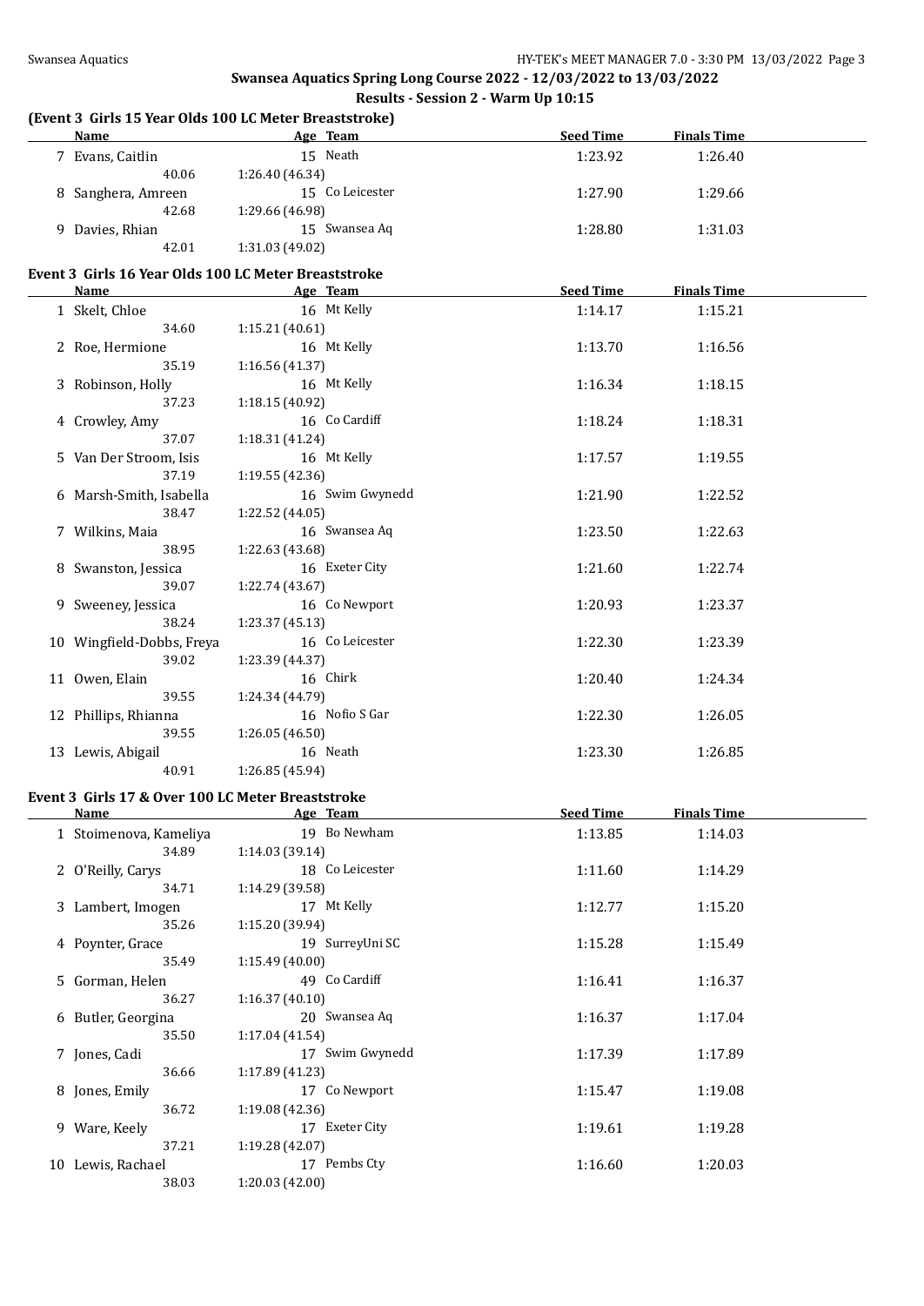## Swansea Aquatics Spring Long Course 2022 - 12/03/2022 to 13/03/2022

### Results - Session 2 - Warm Up 10:15

#### (Event 3 Girls 15 Year Olds 100 LC Meter Breaststroke)

| Name | Age | Team | Seed Time | Finals Time |
|---|---|---|---|---|
| 7 Evans, Caitlin | 15 | Neath | 1:23.92 | 1:26.40 |
| 40.06 | 1:26.40 (46.34) | | | |
| 8 Sanghera, Amreen | 15 | Co Leicester | 1:27.90 | 1:29.66 |
| 42.68 | 1:29.66 (46.98) | | | |
| 9 Davies, Rhian | 15 | Swansea Aq | 1:28.80 | 1:31.03 |
| 42.01 | 1:31.03 (49.02) | | | |

#### Event 3 Girls 16 Year Olds 100 LC Meter Breaststroke

| Name | Age | Team | Seed Time | Finals Time |
|---|---|---|---|---|
| 1 Skelt, Chloe | 16 | Mt Kelly | 1:14.17 | 1:15.21 |
| 34.60 | 1:15.21 (40.61) | | | |
| 2 Roe, Hermione | 16 | Mt Kelly | 1:13.70 | 1:16.56 |
| 35.19 | 1:16.56 (41.37) | | | |
| 3 Robinson, Holly | 16 | Mt Kelly | 1:16.34 | 1:18.15 |
| 37.23 | 1:18.15 (40.92) | | | |
| 4 Crowley, Amy | 16 | Co Cardiff | 1:18.24 | 1:18.31 |
| 37.07 | 1:18.31 (41.24) | | | |
| 5 Van Der Stroom, Isis | 16 | Mt Kelly | 1:17.57 | 1:19.55 |
| 37.19 | 1:19.55 (42.36) | | | |
| 6 Marsh-Smith, Isabella | 16 | Swim Gwynedd | 1:21.90 | 1:22.52 |
| 38.47 | 1:22.52 (44.05) | | | |
| 7 Wilkins, Maia | 16 | Swansea Aq | 1:23.50 | 1:22.63 |
| 38.95 | 1:22.63 (43.68) | | | |
| 8 Swanston, Jessica | 16 | Exeter City | 1:21.60 | 1:22.74 |
| 39.07 | 1:22.74 (43.67) | | | |
| 9 Sweeney, Jessica | 16 | Co Newport | 1:20.93 | 1:23.37 |
| 38.24 | 1:23.37 (45.13) | | | |
| 10 Wingfield-Dobbs, Freya | 16 | Co Leicester | 1:22.30 | 1:23.39 |
| 39.02 | 1:23.39 (44.37) | | | |
| 11 Owen, Elain | 16 | Chirk | 1:20.40 | 1:24.34 |
| 39.55 | 1:24.34 (44.79) | | | |
| 12 Phillips, Rhianna | 16 | Nofio S Gar | 1:22.30 | 1:26.05 |
| 39.55 | 1:26.05 (46.50) | | | |
| 13 Lewis, Abigail | 16 | Neath | 1:23.30 | 1:26.85 |
| 40.91 | 1:26.85 (45.94) | | | |

#### Event 3 Girls 17 & Over 100 LC Meter Breaststroke

| Name | Age | Team | Seed Time | Finals Time |
|---|---|---|---|---|
| 1 Stoimenova, Kameliya | 19 | Bo Newham | 1:13.85 | 1:14.03 |
| 34.89 | 1:14.03 (39.14) | | | |
| 2 O'Reilly, Carys | 18 | Co Leicester | 1:11.60 | 1:14.29 |
| 34.71 | 1:14.29 (39.58) | | | |
| 3 Lambert, Imogen | 17 | Mt Kelly | 1:12.77 | 1:15.20 |
| 35.26 | 1:15.20 (39.94) | | | |
| 4 Poynter, Grace | 19 | SurreyUni SC | 1:15.28 | 1:15.49 |
| 35.49 | 1:15.49 (40.00) | | | |
| 5 Gorman, Helen | 49 | Co Cardiff | 1:16.41 | 1:16.37 |
| 36.27 | 1:16.37 (40.10) | | | |
| 6 Butler, Georgina | 20 | Swansea Aq | 1:16.37 | 1:17.04 |
| 35.50 | 1:17.04 (41.54) | | | |
| 7 Jones, Cadi | 17 | Swim Gwynedd | 1:17.39 | 1:17.89 |
| 36.66 | 1:17.89 (41.23) | | | |
| 8 Jones, Emily | 17 | Co Newport | 1:15.47 | 1:19.08 |
| 36.72 | 1:19.08 (42.36) | | | |
| 9 Ware, Keely | 17 | Exeter City | 1:19.61 | 1:19.28 |
| 37.21 | 1:19.28 (42.07) | | | |
| 10 Lewis, Rachael | 17 | Pembs Cty | 1:16.60 | 1:20.03 |
| 38.03 | 1:20.03 (42.00) | | | |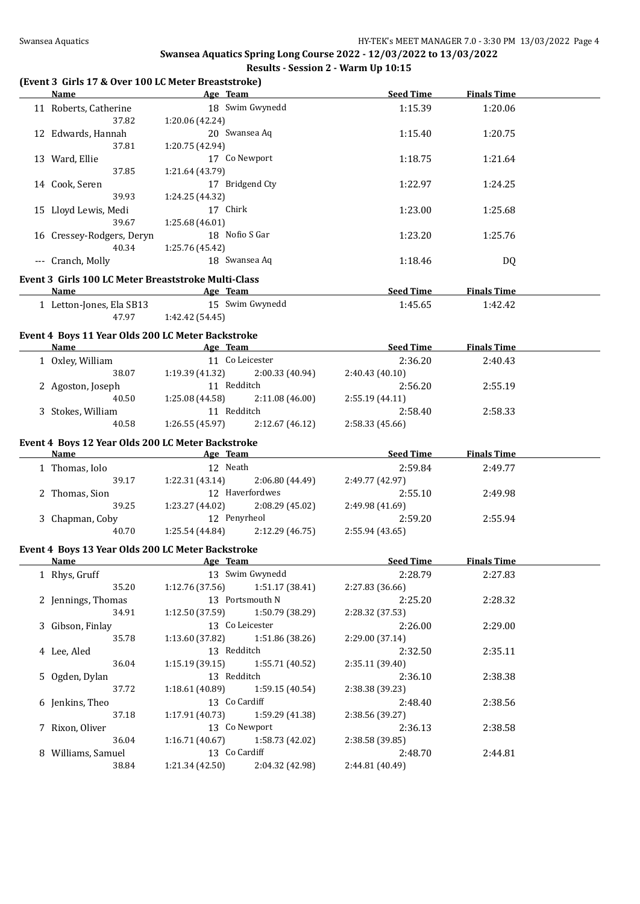## Swansea Aquatics Spring Long Course 2022 - 12/03/2022 to 13/03/2022

### Results - Session 2 - Warm Up 10:15

#### (Event 3 Girls 17 & Over 100 LC Meter Breaststroke)

| | Name | Age | Team | Seed Time | Finals Time |
|---|---|---|---|---|---|
| 11 | Roberts, Catherine | 18 | Swim Gwynedd | 1:15.39 | 1:20.06 |
| | 37.82 | 1:20.06 (42.24) | | | |
| 12 | Edwards, Hannah | 20 | Swansea Aq | 1:15.40 | 1:20.75 |
| | 37.81 | 1:20.75 (42.94) | | | |
| 13 | Ward, Ellie | 17 | Co Newport | 1:18.75 | 1:21.64 |
| | 37.85 | 1:21.64 (43.79) | | | |
| 14 | Cook, Seren | 17 | Bridgend Cty | 1:22.97 | 1:24.25 |
| | 39.93 | 1:24.25 (44.32) | | | |
| 15 | Lloyd Lewis, Medi | 17 | Chirk | 1:23.00 | 1:25.68 |
| | 39.67 | 1:25.68 (46.01) | | | |
| 16 | Cressey-Rodgers, Deryn | 18 | Nofio S Gar | 1:23.20 | 1:25.76 |
| | 40.34 | 1:25.76 (45.42) | | | |
| --- | Cranch, Molly | 18 | Swansea Aq | 1:18.46 | DQ |

#### Event 3 Girls 100 LC Meter Breaststroke Multi-Class

| | Name | Age | Team | Seed Time | Finals Time |
|---|---|---|---|---|---|
| 1 | Letton-Jones, Ela SB13 | 15 | Swim Gwynedd | 1:45.65 | 1:42.42 |
| | 47.97 | 1:42.42 (54.45) | | | |

#### Event 4 Boys 11 Year Olds 200 LC Meter Backstroke

| | Name | Age | Team | | Seed Time | Finals Time |
|---|---|---|---|---|---|---|
| 1 | Oxley, William | 11 | Co Leicester | | 2:36.20 | 2:40.43 |
| | 38.07 | 1:19.39 (41.32) | 2:00.33 (40.94) | 2:40.43 (40.10) | | |
| 2 | Agoston, Joseph | 11 | Redditch | | 2:56.20 | 2:55.19 |
| | 40.50 | 1:25.08 (44.58) | 2:11.08 (46.00) | 2:55.19 (44.11) | | |
| 3 | Stokes, William | 11 | Redditch | | 2:58.40 | 2:58.33 |
| | 40.58 | 1:26.55 (45.97) | 2:12.67 (46.12) | 2:58.33 (45.66) | | |

#### Event 4 Boys 12 Year Olds 200 LC Meter Backstroke

| | Name | Age | Team | | Seed Time | Finals Time |
|---|---|---|---|---|---|---|
| 1 | Thomas, Iolo | 12 | Neath | | 2:59.84 | 2:49.77 |
| | 39.17 | 1:22.31 (43.14) | 2:06.80 (44.49) | 2:49.77 (42.97) | | |
| 2 | Thomas, Sion | 12 | Haverfordwes | | 2:55.10 | 2:49.98 |
| | 39.25 | 1:23.27 (44.02) | 2:08.29 (45.02) | 2:49.98 (41.69) | | |
| 3 | Chapman, Coby | 12 | Penyrheol | | 2:59.20 | 2:55.94 |
| | 40.70 | 1:25.54 (44.84) | 2:12.29 (46.75) | 2:55.94 (43.65) | | |

#### Event 4 Boys 13 Year Olds 200 LC Meter Backstroke

| | Name | Age | Team | | Seed Time | Finals Time |
|---|---|---|---|---|---|---|
| 1 | Rhys, Gruff | 13 | Swim Gwynedd | | 2:28.79 | 2:27.83 |
| | 35.20 | 1:12.76 (37.56) | 1:51.17 (38.41) | 2:27.83 (36.66) | | |
| 2 | Jennings, Thomas | 13 | Portsmouth N | | 2:25.20 | 2:28.32 |
| | 34.91 | 1:12.50 (37.59) | 1:50.79 (38.29) | 2:28.32 (37.53) | | |
| 3 | Gibson, Finlay | 13 | Co Leicester | | 2:26.00 | 2:29.00 |
| | 35.78 | 1:13.60 (37.82) | 1:51.86 (38.26) | 2:29.00 (37.14) | | |
| 4 | Lee, Aled | 13 | Redditch | | 2:32.50 | 2:35.11 |
| | 36.04 | 1:15.19 (39.15) | 1:55.71 (40.52) | 2:35.11 (39.40) | | |
| 5 | Ogden, Dylan | 13 | Redditch | | 2:36.10 | 2:38.38 |
| | 37.72 | 1:18.61 (40.89) | 1:59.15 (40.54) | 2:38.38 (39.23) | | |
| 6 | Jenkins, Theo | 13 | Co Cardiff | | 2:48.40 | 2:38.56 |
| | 37.18 | 1:17.91 (40.73) | 1:59.29 (41.38) | 2:38.56 (39.27) | | |
| 7 | Rixon, Oliver | 13 | Co Newport | | 2:36.13 | 2:38.58 |
| | 36.04 | 1:16.71 (40.67) | 1:58.73 (42.02) | 2:38.58 (39.85) | | |
| 8 | Williams, Samuel | 13 | Co Cardiff | | 2:48.70 | 2:44.81 |
| | 38.84 | 1:21.34 (42.50) | 2:04.32 (42.98) | 2:44.81 (40.49) | | |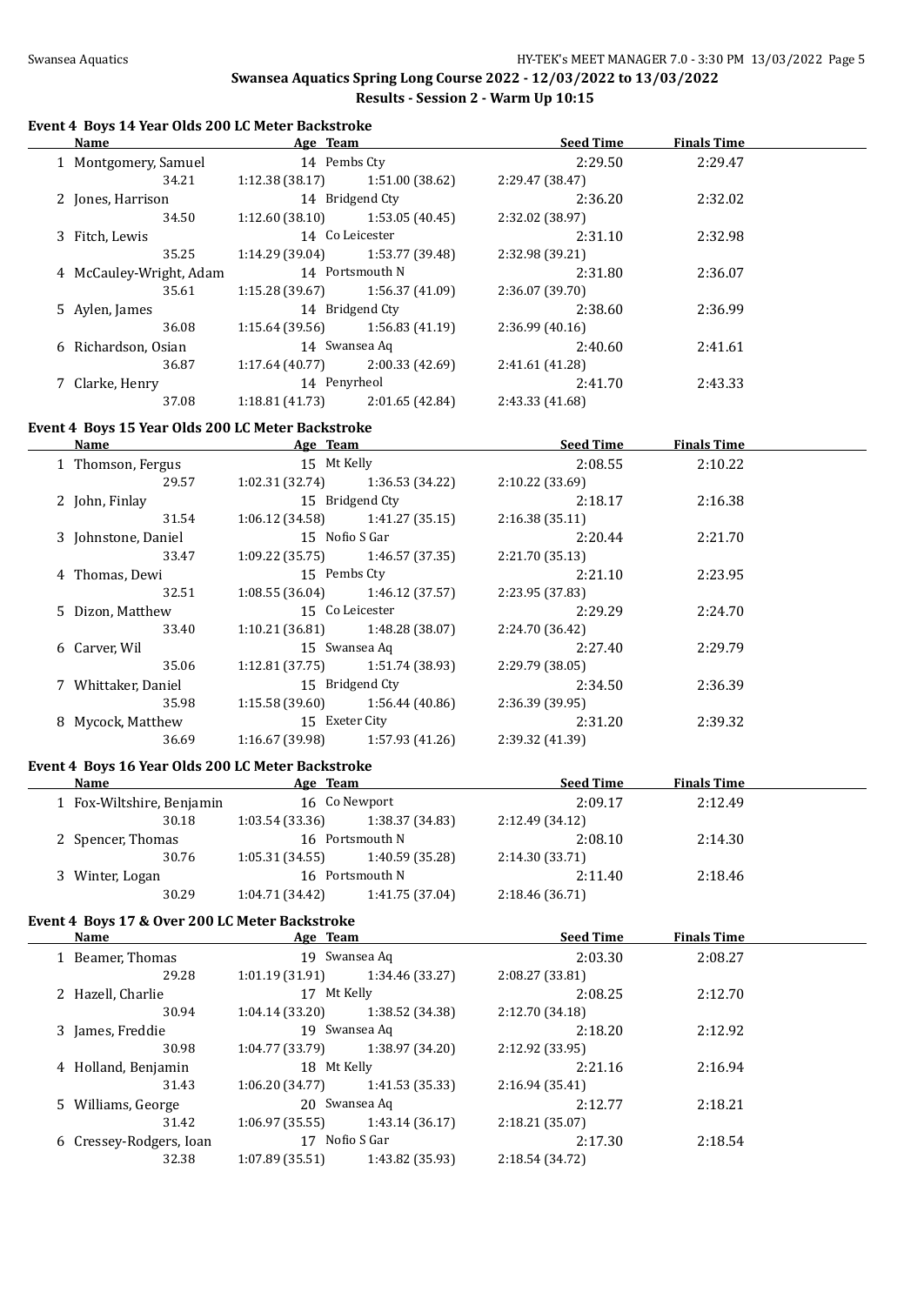## Swansea Aquatics Spring Long Course 2022 - 12/03/2022 to 13/03/2022

### Results - Session 2 - Warm Up 10:15

#### Event 4 Boys 14 Year Olds 200 LC Meter Backstroke

| Name | Age | Team | Seed Time | Finals Time |
|---|---|---|---|---|
| 1 Montgomery, Samuel | 14 | Pembs Cty | 2:29.50 | 2:29.47 |
| 34.21 | 1:12.38 (38.17) | 1:51.00 (38.62) | 2:29.47 (38.47) | |
| 2 Jones, Harrison | 14 | Bridgend Cty | 2:36.20 | 2:32.02 |
| 34.50 | 1:12.60 (38.10) | 1:53.05 (40.45) | 2:32.02 (38.97) | |
| 3 Fitch, Lewis | 14 | Co Leicester | 2:31.10 | 2:32.98 |
| 35.25 | 1:14.29 (39.04) | 1:53.77 (39.48) | 2:32.98 (39.21) | |
| 4 McCauley-Wright, Adam | 14 | Portsmouth N | 2:31.80 | 2:36.07 |
| 35.61 | 1:15.28 (39.67) | 1:56.37 (41.09) | 2:36.07 (39.70) | |
| 5 Aylen, James | 14 | Bridgend Cty | 2:38.60 | 2:36.99 |
| 36.08 | 1:15.64 (39.56) | 1:56.83 (41.19) | 2:36.99 (40.16) | |
| 6 Richardson, Osian | 14 | Swansea Aq | 2:40.60 | 2:41.61 |
| 36.87 | 1:17.64 (40.77) | 2:00.33 (42.69) | 2:41.61 (41.28) | |
| 7 Clarke, Henry | 14 | Penyrheol | 2:41.70 | 2:43.33 |
| 37.08 | 1:18.81 (41.73) | 2:01.65 (42.84) | 2:43.33 (41.68) | |

#### Event 4 Boys 15 Year Olds 200 LC Meter Backstroke

| Name | Age | Team | Seed Time | Finals Time |
|---|---|---|---|---|
| 1 Thomson, Fergus | 15 | Mt Kelly | 2:08.55 | 2:10.22 |
| 29.57 | 1:02.31 (32.74) | 1:36.53 (34.22) | 2:10.22 (33.69) | |
| 2 John, Finlay | 15 | Bridgend Cty | 2:18.17 | 2:16.38 |
| 31.54 | 1:06.12 (34.58) | 1:41.27 (35.15) | 2:16.38 (35.11) | |
| 3 Johnstone, Daniel | 15 | Nofio S Gar | 2:20.44 | 2:21.70 |
| 33.47 | 1:09.22 (35.75) | 1:46.57 (37.35) | 2:21.70 (35.13) | |
| 4 Thomas, Dewi | 15 | Pembs Cty | 2:21.10 | 2:23.95 |
| 32.51 | 1:08.55 (36.04) | 1:46.12 (37.57) | 2:23.95 (37.83) | |
| 5 Dizon, Matthew | 15 | Co Leicester | 2:29.29 | 2:24.70 |
| 33.40 | 1:10.21 (36.81) | 1:48.28 (38.07) | 2:24.70 (36.42) | |
| 6 Carver, Wil | 15 | Swansea Aq | 2:27.40 | 2:29.79 |
| 35.06 | 1:12.81 (37.75) | 1:51.74 (38.93) | 2:29.79 (38.05) | |
| 7 Whittaker, Daniel | 15 | Bridgend Cty | 2:34.50 | 2:36.39 |
| 35.98 | 1:15.58 (39.60) | 1:56.44 (40.86) | 2:36.39 (39.95) | |
| 8 Mycock, Matthew | 15 | Exeter City | 2:31.20 | 2:39.32 |
| 36.69 | 1:16.67 (39.98) | 1:57.93 (41.26) | 2:39.32 (41.39) | |

#### Event 4 Boys 16 Year Olds 200 LC Meter Backstroke

| Name | Age | Team | Seed Time | Finals Time |
|---|---|---|---|---|
| 1 Fox-Wiltshire, Benjamin | 16 | Co Newport | 2:09.17 | 2:12.49 |
| 30.18 | 1:03.54 (33.36) | 1:38.37 (34.83) | 2:12.49 (34.12) | |
| 2 Spencer, Thomas | 16 | Portsmouth N | 2:08.10 | 2:14.30 |
| 30.76 | 1:05.31 (34.55) | 1:40.59 (35.28) | 2:14.30 (33.71) | |
| 3 Winter, Logan | 16 | Portsmouth N | 2:11.40 | 2:18.46 |
| 30.29 | 1:04.71 (34.42) | 1:41.75 (37.04) | 2:18.46 (36.71) | |

#### Event 4 Boys 17 & Over 200 LC Meter Backstroke

| Name | Age | Team | Seed Time | Finals Time |
|---|---|---|---|---|
| 1 Beamer, Thomas | 19 | Swansea Aq | 2:03.30 | 2:08.27 |
| 29.28 | 1:01.19 (31.91) | 1:34.46 (33.27) | 2:08.27 (33.81) | |
| 2 Hazell, Charlie | 17 | Mt Kelly | 2:08.25 | 2:12.70 |
| 30.94 | 1:04.14 (33.20) | 1:38.52 (34.38) | 2:12.70 (34.18) | |
| 3 James, Freddie | 19 | Swansea Aq | 2:18.20 | 2:12.92 |
| 30.98 | 1:04.77 (33.79) | 1:38.97 (34.20) | 2:12.92 (33.95) | |
| 4 Holland, Benjamin | 18 | Mt Kelly | 2:21.16 | 2:16.94 |
| 31.43 | 1:06.20 (34.77) | 1:41.53 (35.33) | 2:16.94 (35.41) | |
| 5 Williams, George | 20 | Swansea Aq | 2:12.77 | 2:18.21 |
| 31.42 | 1:06.97 (35.55) | 1:43.14 (36.17) | 2:18.21 (35.07) | |
| 6 Cressey-Rodgers, Ioan | 17 | Nofio S Gar | 2:17.30 | 2:18.54 |
| 32.38 | 1:07.89 (35.51) | 1:43.82 (35.93) | 2:18.54 (34.72) | |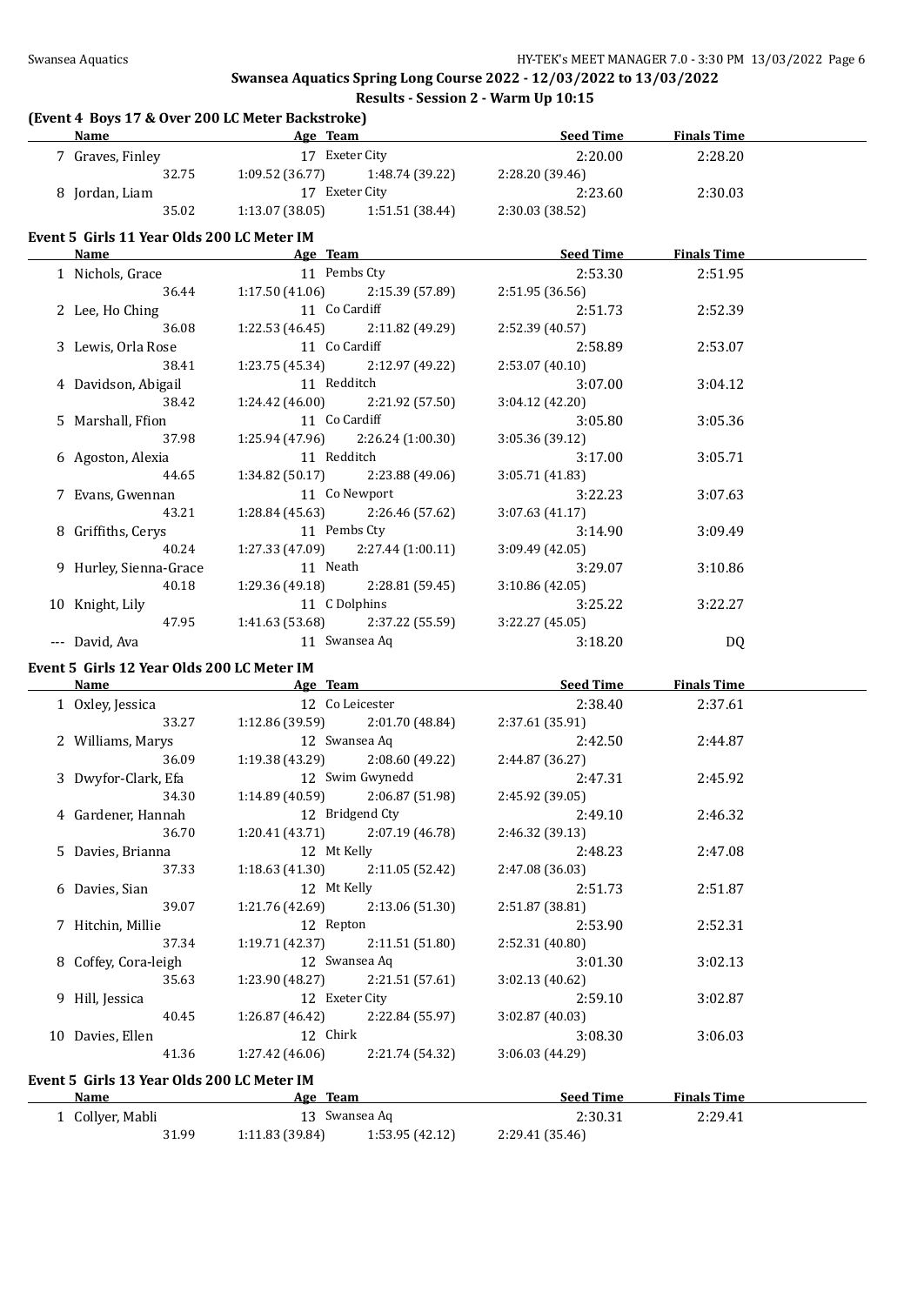## Swansea Aquatics Spring Long Course 2022 - 12/03/2022 to 13/03/2022

### Results - Session 2 - Warm Up 10:15

#### (Event 4 Boys 17 & Over 200 LC Meter Backstroke)

| | Name | Age | Team | Seed Time | Finals Time |
|---|---|---|---|---|---|
| 7 | Graves, Finley | 17 | Exeter City | 2:20.00 | 2:28.20 |
| | 32.75 | 1:09.52 (36.77) | 1:48.74 (39.22) | 2:28.20 (39.46) | |
| 8 | Jordan, Liam | 17 | Exeter City | 2:23.60 | 2:30.03 |
| | 35.02 | 1:13.07 (38.05) | 1:51.51 (38.44) | 2:30.03 (38.52) | |

#### Event 5 Girls 11 Year Olds 200 LC Meter IM

| | Name | Age | Team | Seed Time | Finals Time |
|---|---|---|---|---|---|
| 1 | Nichols, Grace | 11 | Pembs Cty | 2:53.30 | 2:51.95 |
| | 36.44 | 1:17.50 (41.06) | 2:15.39 (57.89) | 2:51.95 (36.56) | |
| 2 | Lee, Ho Ching | 11 | Co Cardiff | 2:51.73 | 2:52.39 |
| | 36.08 | 1:22.53 (46.45) | 2:11.82 (49.29) | 2:52.39 (40.57) | |
| 3 | Lewis, Orla Rose | 11 | Co Cardiff | 2:58.89 | 2:53.07 |
| | 38.41 | 1:23.75 (45.34) | 2:12.97 (49.22) | 2:53.07 (40.10) | |
| 4 | Davidson, Abigail | 11 | Redditch | 3:07.00 | 3:04.12 |
| | 38.42 | 1:24.42 (46.00) | 2:21.92 (57.50) | 3:04.12 (42.20) | |
| 5 | Marshall, Ffion | 11 | Co Cardiff | 3:05.80 | 3:05.36 |
| | 37.98 | 1:25.94 (47.96) | 2:26.24 (1:00.30) | 3:05.36 (39.12) | |
| 6 | Agoston, Alexia | 11 | Redditch | 3:17.00 | 3:05.71 |
| | 44.65 | 1:34.82 (50.17) | 2:23.88 (49.06) | 3:05.71 (41.83) | |
| 7 | Evans, Gwennan | 11 | Co Newport | 3:22.23 | 3:07.63 |
| | 43.21 | 1:28.84 (45.63) | 2:26.46 (57.62) | 3:07.63 (41.17) | |
| 8 | Griffiths, Cerys | 11 | Pembs Cty | 3:14.90 | 3:09.49 |
| | 40.24 | 1:27.33 (47.09) | 2:27.44 (1:00.11) | 3:09.49 (42.05) | |
| 9 | Hurley, Sienna-Grace | 11 | Neath | 3:29.07 | 3:10.86 |
| | 40.18 | 1:29.36 (49.18) | 2:28.81 (59.45) | 3:10.86 (42.05) | |
| 10 | Knight, Lily | 11 | C Dolphins | 3:25.22 | 3:22.27 |
| | 47.95 | 1:41.63 (53.68) | 2:37.22 (55.59) | 3:22.27 (45.05) | |
| --- | David, Ava | 11 | Swansea Aq | 3:18.20 | DQ |

#### Event 5 Girls 12 Year Olds 200 LC Meter IM

| | Name | Age | Team | Seed Time | Finals Time |
|---|---|---|---|---|---|
| 1 | Oxley, Jessica | 12 | Co Leicester | 2:38.40 | 2:37.61 |
| | 33.27 | 1:12.86 (39.59) | 2:01.70 (48.84) | 2:37.61 (35.91) | |
| 2 | Williams, Marys | 12 | Swansea Aq | 2:42.50 | 2:44.87 |
| | 36.09 | 1:19.38 (43.29) | 2:08.60 (49.22) | 2:44.87 (36.27) | |
| 3 | Dwyfor-Clark, Efa | 12 | Swim Gwynedd | 2:47.31 | 2:45.92 |
| | 34.30 | 1:14.89 (40.59) | 2:06.87 (51.98) | 2:45.92 (39.05) | |
| 4 | Gardener, Hannah | 12 | Bridgend Cty | 2:49.10 | 2:46.32 |
| | 36.70 | 1:20.41 (43.71) | 2:07.19 (46.78) | 2:46.32 (39.13) | |
| 5 | Davies, Brianna | 12 | Mt Kelly | 2:48.23 | 2:47.08 |
| | 37.33 | 1:18.63 (41.30) | 2:11.05 (52.42) | 2:47.08 (36.03) | |
| 6 | Davies, Sian | 12 | Mt Kelly | 2:51.73 | 2:51.87 |
| | 39.07 | 1:21.76 (42.69) | 2:13.06 (51.30) | 2:51.87 (38.81) | |
| 7 | Hitchin, Millie | 12 | Repton | 2:53.90 | 2:52.31 |
| | 37.34 | 1:19.71 (42.37) | 2:11.51 (51.80) | 2:52.31 (40.80) | |
| 8 | Coffey, Cora-leigh | 12 | Swansea Aq | 3:01.30 | 3:02.13 |
| | 35.63 | 1:23.90 (48.27) | 2:21.51 (57.61) | 3:02.13 (40.62) | |
| 9 | Hill, Jessica | 12 | Exeter City | 2:59.10 | 3:02.87 |
| | 40.45 | 1:26.87 (46.42) | 2:22.84 (55.97) | 3:02.87 (40.03) | |
| 10 | Davies, Ellen | 12 | Chirk | 3:08.30 | 3:06.03 |
| | 41.36 | 1:27.42 (46.06) | 2:21.74 (54.32) | 3:06.03 (44.29) | |

#### Event 5 Girls 13 Year Olds 200 LC Meter IM

| | Name | Age | Team | Seed Time | Finals Time |
|---|---|---|---|---|---|
| 1 | Collyer, Mabli | 13 | Swansea Aq | 2:30.31 | 2:29.41 |
| | 31.99 | 1:11.83 (39.84) | 1:53.95 (42.12) | 2:29.41 (35.46) | |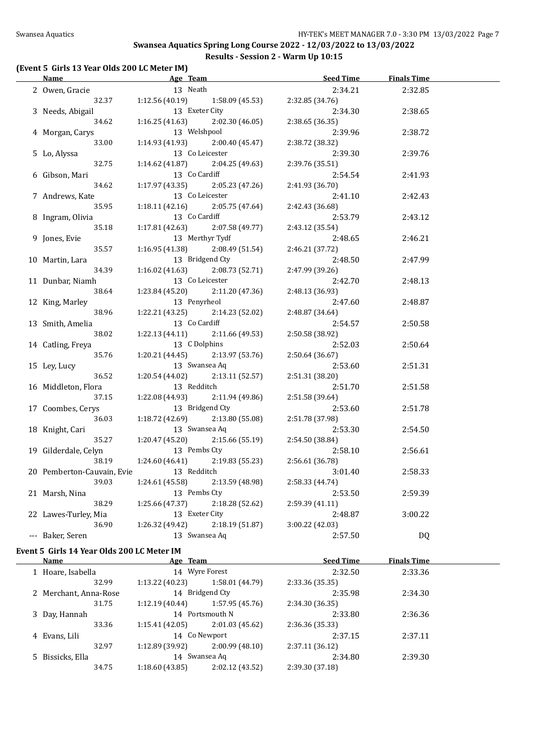## Swansea Aquatics Spring Long Course 2022 - 12/03/2022 to 13/03/2022

### Results - Session 2 - Warm Up 10:15

#### (Event 5 Girls 13 Year Olds 200 LC Meter IM)

| Name | Age | Team | Seed Time | Finals Time |
|---|---|---|---|---|
| 2 Owen, Gracie | 13 | Neath | 2:34.21 | 2:32.85 |
| 32.37 | 1:12.56 (40.19) | 1:58.09 (45.53) | 2:32.85 (34.76) | |
| 3 Needs, Abigail | 13 | Exeter City | 2:34.30 | 2:38.65 |
| 34.62 | 1:16.25 (41.63) | 2:02.30 (46.05) | 2:38.65 (36.35) | |
| 4 Morgan, Carys | 13 | Welshpool | 2:39.96 | 2:38.72 |
| 33.00 | 1:14.93 (41.93) | 2:00.40 (45.47) | 2:38.72 (38.32) | |
| 5 Lo, Alyssa | 13 | Co Leicester | 2:39.30 | 2:39.76 |
| 32.75 | 1:14.62 (41.87) | 2:04.25 (49.63) | 2:39.76 (35.51) | |
| 6 Gibson, Mari | 13 | Co Cardiff | 2:54.54 | 2:41.93 |
| 34.62 | 1:17.97 (43.35) | 2:05.23 (47.26) | 2:41.93 (36.70) | |
| 7 Andrews, Kate | 13 | Co Leicester | 2:41.10 | 2:42.43 |
| 35.95 | 1:18.11 (42.16) | 2:05.75 (47.64) | 2:42.43 (36.68) | |
| 8 Ingram, Olivia | 13 | Co Cardiff | 2:53.79 | 2:43.12 |
| 35.18 | 1:17.81 (42.63) | 2:07.58 (49.77) | 2:43.12 (35.54) | |
| 9 Jones, Evie | 13 | Merthyr Tydf | 2:48.65 | 2:46.21 |
| 35.57 | 1:16.95 (41.38) | 2:08.49 (51.54) | 2:46.21 (37.72) | |
| 10 Martin, Lara | 13 | Bridgend Cty | 2:48.50 | 2:47.99 |
| 34.39 | 1:16.02 (41.63) | 2:08.73 (52.71) | 2:47.99 (39.26) | |
| 11 Dunbar, Niamh | 13 | Co Leicester | 2:42.70 | 2:48.13 |
| 38.64 | 1:23.84 (45.20) | 2:11.20 (47.36) | 2:48.13 (36.93) | |
| 12 King, Marley | 13 | Penyrheol | 2:47.60 | 2:48.87 |
| 38.96 | 1:22.21 (43.25) | 2:14.23 (52.02) | 2:48.87 (34.64) | |
| 13 Smith, Amelia | 13 | Co Cardiff | 2:54.57 | 2:50.58 |
| 38.02 | 1:22.13 (44.11) | 2:11.66 (49.53) | 2:50.58 (38.92) | |
| 14 Catling, Freya | 13 | C Dolphins | 2:52.03 | 2:50.64 |
| 35.76 | 1:20.21 (44.45) | 2:13.97 (53.76) | 2:50.64 (36.67) | |
| 15 Ley, Lucy | 13 | Swansea Aq | 2:53.60 | 2:51.31 |
| 36.52 | 1:20.54 (44.02) | 2:13.11 (52.57) | 2:51.31 (38.20) | |
| 16 Middleton, Flora | 13 | Redditch | 2:51.70 | 2:51.58 |
| 37.15 | 1:22.08 (44.93) | 2:11.94 (49.86) | 2:51.58 (39.64) | |
| 17 Coombes, Cerys | 13 | Bridgend Cty | 2:53.60 | 2:51.78 |
| 36.03 | 1:18.72 (42.69) | 2:13.80 (55.08) | 2:51.78 (37.98) | |
| 18 Knight, Cari | 13 | Swansea Aq | 2:53.30 | 2:54.50 |
| 35.27 | 1:20.47 (45.20) | 2:15.66 (55.19) | 2:54.50 (38.84) | |
| 19 Gilderdale, Celyn | 13 | Pembs Cty | 2:58.10 | 2:56.61 |
| 38.19 | 1:24.60 (46.41) | 2:19.83 (55.23) | 2:56.61 (36.78) | |
| 20 Pemberton-Cauvain, Evie | 13 | Redditch | 3:01.40 | 2:58.33 |
| 39.03 | 1:24.61 (45.58) | 2:13.59 (48.98) | 2:58.33 (44.74) | |
| 21 Marsh, Nina | 13 | Pembs Cty | 2:53.50 | 2:59.39 |
| 38.29 | 1:25.66 (47.37) | 2:18.28 (52.62) | 2:59.39 (41.11) | |
| 22 Lawes-Turley, Mia | 13 | Exeter City | 2:48.87 | 3:00.22 |
| 36.90 | 1:26.32 (49.42) | 2:18.19 (51.87) | 3:00.22 (42.03) | |
| --- Baker, Seren | 13 | Swansea Aq | 2:57.50 | DQ |

#### Event 5 Girls 14 Year Olds 200 LC Meter IM

| Name | Age | Team | Seed Time | Finals Time |
|---|---|---|---|---|
| 1 Hoare, Isabella | 14 | Wyre Forest | 2:32.50 | 2:33.36 |
| 32.99 | 1:13.22 (40.23) | 1:58.01 (44.79) | 2:33.36 (35.35) | |
| 2 Merchant, Anna-Rose | 14 | Bridgend Cty | 2:35.98 | 2:34.30 |
| 31.75 | 1:12.19 (40.44) | 1:57.95 (45.76) | 2:34.30 (36.35) | |
| 3 Day, Hannah | 14 | Portsmouth N | 2:33.80 | 2:36.36 |
| 33.36 | 1:15.41 (42.05) | 2:01.03 (45.62) | 2:36.36 (35.33) | |
| 4 Evans, Lili | 14 | Co Newport | 2:37.15 | 2:37.11 |
| 32.97 | 1:12.89 (39.92) | 2:00.99 (48.10) | 2:37.11 (36.12) | |
| 5 Bissicks, Ella | 14 | Swansea Aq | 2:34.80 | 2:39.30 |
| 34.75 | 1:18.60 (43.85) | 2:02.12 (43.52) | 2:39.30 (37.18) | |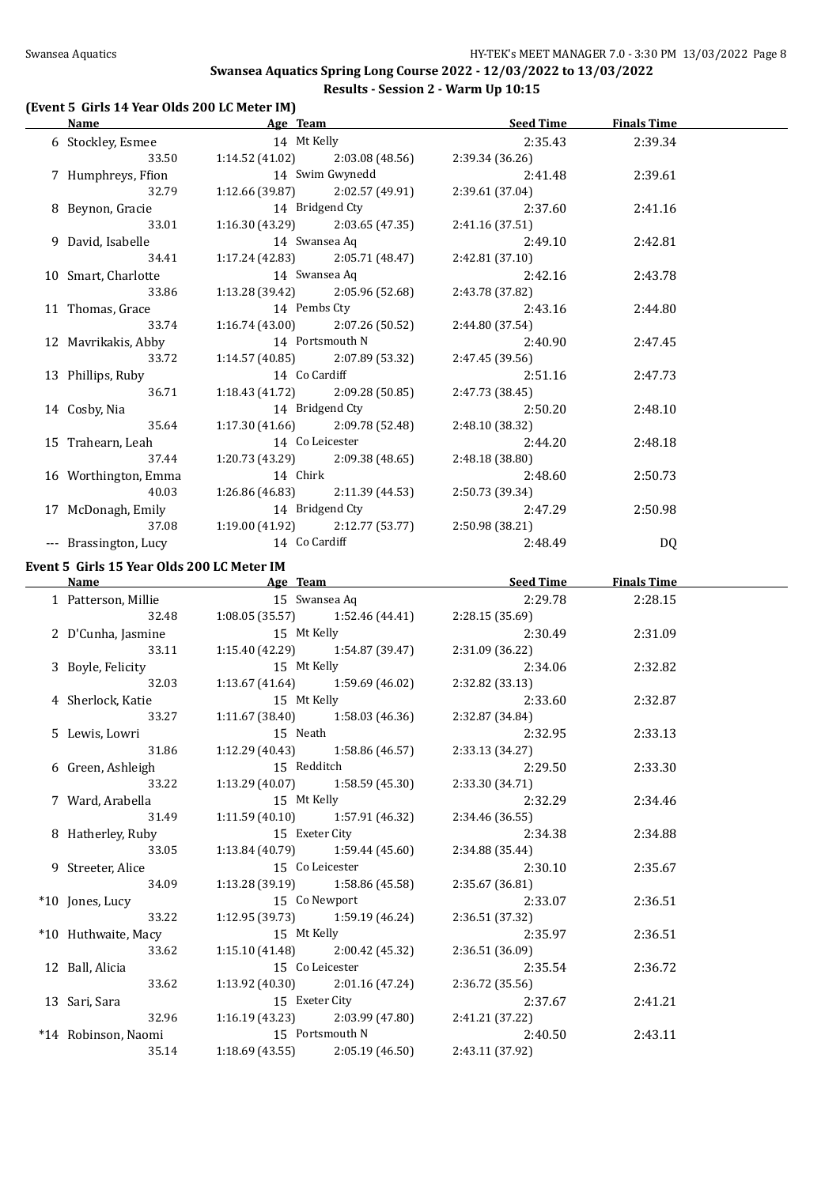# Swansea Aquatics Spring Long Course 2022 - 12/03/2022 to 13/03/2022

## Results - Session 2 - Warm Up 10:15

### (Event 5 Girls 14 Year Olds 200 LC Meter IM)

| Name | Age | Team | Seed Time | Finals Time |
|---|---|---|---|---|
| 6 Stockley, Esmee | 14 | Mt Kelly | 2:35.43 | 2:39.34 |
| 33.50 | 1:14.52 (41.02) | 2:03.08 (48.56) | 2:39.34 (36.26) | |
| 7 Humphreys, Ffion | 14 | Swim Gwynedd | 2:41.48 | 2:39.61 |
| 32.79 | 1:12.66 (39.87) | 2:02.57 (49.91) | 2:39.61 (37.04) | |
| 8 Beynon, Gracie | 14 | Bridgend Cty | 2:37.60 | 2:41.16 |
| 33.01 | 1:16.30 (43.29) | 2:03.65 (47.35) | 2:41.16 (37.51) | |
| 9 David, Isabelle | 14 | Swansea Aq | 2:49.10 | 2:42.81 |
| 34.41 | 1:17.24 (42.83) | 2:05.71 (48.47) | 2:42.81 (37.10) | |
| 10 Smart, Charlotte | 14 | Swansea Aq | 2:42.16 | 2:43.78 |
| 33.86 | 1:13.28 (39.42) | 2:05.96 (52.68) | 2:43.78 (37.82) | |
| 11 Thomas, Grace | 14 | Pembs Cty | 2:43.16 | 2:44.80 |
| 33.74 | 1:16.74 (43.00) | 2:07.26 (50.52) | 2:44.80 (37.54) | |
| 12 Mavrikakis, Abby | 14 | Portsmouth N | 2:40.90 | 2:47.45 |
| 33.72 | 1:14.57 (40.85) | 2:07.89 (53.32) | 2:47.45 (39.56) | |
| 13 Phillips, Ruby | 14 | Co Cardiff | 2:51.16 | 2:47.73 |
| 36.71 | 1:18.43 (41.72) | 2:09.28 (50.85) | 2:47.73 (38.45) | |
| 14 Cosby, Nia | 14 | Bridgend Cty | 2:50.20 | 2:48.10 |
| 35.64 | 1:17.30 (41.66) | 2:09.78 (52.48) | 2:48.10 (38.32) | |
| 15 Trahearn, Leah | 14 | Co Leicester | 2:44.20 | 2:48.18 |
| 37.44 | 1:20.73 (43.29) | 2:09.38 (48.65) | 2:48.18 (38.80) | |
| 16 Worthington, Emma | 14 | Chirk | 2:48.60 | 2:50.73 |
| 40.03 | 1:26.86 (46.83) | 2:11.39 (44.53) | 2:50.73 (39.34) | |
| 17 McDonagh, Emily | 14 | Bridgend Cty | 2:47.29 | 2:50.98 |
| 37.08 | 1:19.00 (41.92) | 2:12.77 (53.77) | 2:50.98 (38.21) | |
| --- Brassington, Lucy | 14 | Co Cardiff | 2:48.49 | DQ |

### Event 5 Girls 15 Year Olds 200 LC Meter IM

| Name | Age | Team | Seed Time | Finals Time |
|---|---|---|---|---|
| 1 Patterson, Millie | 15 | Swansea Aq | 2:29.78 | 2:28.15 |
| 32.48 | 1:08.05 (35.57) | 1:52.46 (44.41) | 2:28.15 (35.69) | |
| 2 D'Cunha, Jasmine | 15 | Mt Kelly | 2:30.49 | 2:31.09 |
| 33.11 | 1:15.40 (42.29) | 1:54.87 (39.47) | 2:31.09 (36.22) | |
| 3 Boyle, Felicity | 15 | Mt Kelly | 2:34.06 | 2:32.82 |
| 32.03 | 1:13.67 (41.64) | 1:59.69 (46.02) | 2:32.82 (33.13) | |
| 4 Sherlock, Katie | 15 | Mt Kelly | 2:33.60 | 2:32.87 |
| 33.27 | 1:11.67 (38.40) | 1:58.03 (46.36) | 2:32.87 (34.84) | |
| 5 Lewis, Lowri | 15 | Neath | 2:32.95 | 2:33.13 |
| 31.86 | 1:12.29 (40.43) | 1:58.86 (46.57) | 2:33.13 (34.27) | |
| 6 Green, Ashleigh | 15 | Redditch | 2:29.50 | 2:33.30 |
| 33.22 | 1:13.29 (40.07) | 1:58.59 (45.30) | 2:33.30 (34.71) | |
| 7 Ward, Arabella | 15 | Mt Kelly | 2:32.29 | 2:34.46 |
| 31.49 | 1:11.59 (40.10) | 1:57.91 (46.32) | 2:34.46 (36.55) | |
| 8 Hatherley, Ruby | 15 | Exeter City | 2:34.38 | 2:34.88 |
| 33.05 | 1:13.84 (40.79) | 1:59.44 (45.60) | 2:34.88 (35.44) | |
| 9 Streeter, Alice | 15 | Co Leicester | 2:30.10 | 2:35.67 |
| 34.09 | 1:13.28 (39.19) | 1:58.86 (45.58) | 2:35.67 (36.81) | |
| *10 Jones, Lucy | 15 | Co Newport | 2:33.07 | 2:36.51 |
| 33.22 | 1:12.95 (39.73) | 1:59.19 (46.24) | 2:36.51 (37.32) | |
| *10 Huthwaite, Macy | 15 | Mt Kelly | 2:35.97 | 2:36.51 |
| 33.62 | 1:15.10 (41.48) | 2:00.42 (45.32) | 2:36.51 (36.09) | |
| 12 Ball, Alicia | 15 | Co Leicester | 2:35.54 | 2:36.72 |
| 33.62 | 1:13.92 (40.30) | 2:01.16 (47.24) | 2:36.72 (35.56) | |
| 13 Sari, Sara | 15 | Exeter City | 2:37.67 | 2:41.21 |
| 32.96 | 1:16.19 (43.23) | 2:03.99 (47.80) | 2:41.21 (37.22) | |
| *14 Robinson, Naomi | 15 | Portsmouth N | 2:40.50 | 2:43.11 |
| 35.14 | 1:18.69 (43.55) | 2:05.19 (46.50) | 2:43.11 (37.92) | |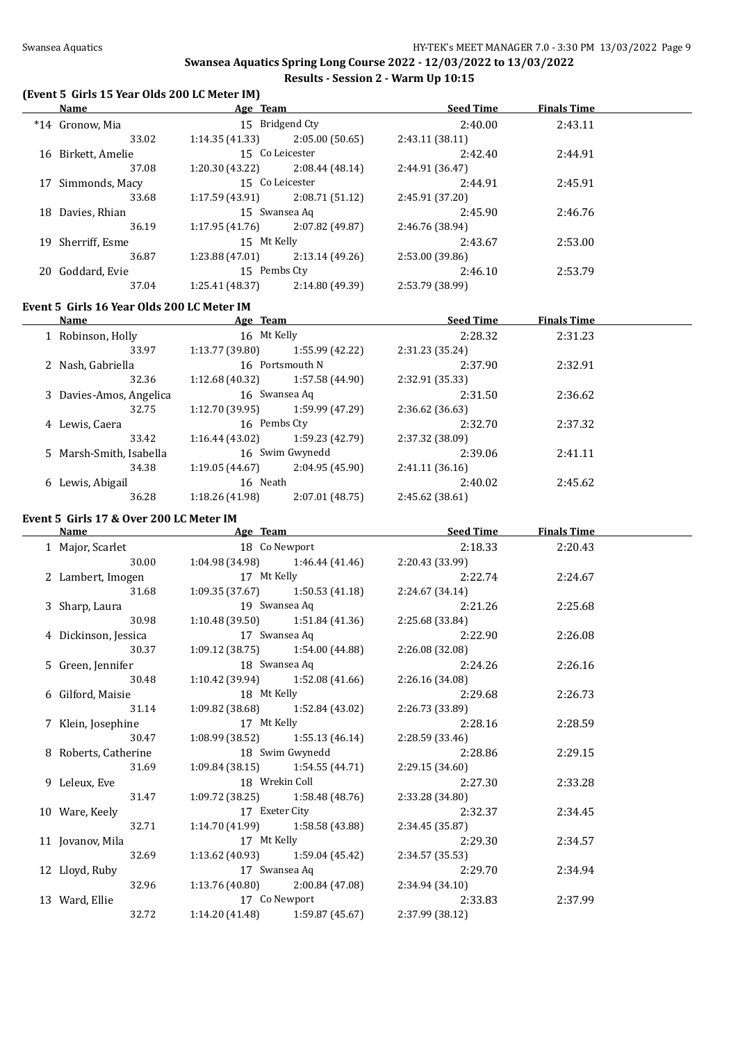## Swansea Aquatics Spring Long Course 2022 - 12/03/2022 to 13/03/2022

### Results - Session 2 - Warm Up 10:15

### (Event 5 Girls 15 Year Olds 200 LC Meter IM)

| Name | Age | Team | Seed Time | Finals Time |
|---|---|---|---|---|
| *14 Gronow, Mia | 15 | Bridgend Cty | 2:40.00 | 2:43.11 |
| 33.02 | 1:14.35 (41.33) | 2:05.00 (50.65) | 2:43.11 (38.11) | |
| 16 Birkett, Amelie | 15 | Co Leicester | 2:42.40 | 2:44.91 |
| 37.08 | 1:20.30 (43.22) | 2:08.44 (48.14) | 2:44.91 (36.47) | |
| 17 Simmonds, Macy | 15 | Co Leicester | 2:44.91 | 2:45.91 |
| 33.68 | 1:17.59 (43.91) | 2:08.71 (51.12) | 2:45.91 (37.20) | |
| 18 Davies, Rhian | 15 | Swansea Aq | 2:45.90 | 2:46.76 |
| 36.19 | 1:17.95 (41.76) | 2:07.82 (49.87) | 2:46.76 (38.94) | |
| 19 Sherriff, Esme | 15 | Mt Kelly | 2:43.67 | 2:53.00 |
| 36.87 | 1:23.88 (47.01) | 2:13.14 (49.26) | 2:53.00 (39.86) | |
| 20 Goddard, Evie | 15 | Pembs Cty | 2:46.10 | 2:53.79 |
| 37.04 | 1:25.41 (48.37) | 2:14.80 (49.39) | 2:53.79 (38.99) | |

### Event 5 Girls 16 Year Olds 200 LC Meter IM

| Name | Age | Team | Seed Time | Finals Time |
|---|---|---|---|---|
| 1 Robinson, Holly | 16 | Mt Kelly | 2:28.32 | 2:31.23 |
| 33.97 | 1:13.77 (39.80) | 1:55.99 (42.22) | 2:31.23 (35.24) | |
| 2 Nash, Gabriella | 16 | Portsmouth N | 2:37.90 | 2:32.91 |
| 32.36 | 1:12.68 (40.32) | 1:57.58 (44.90) | 2:32.91 (35.33) | |
| 3 Davies-Amos, Angelica | 16 | Swansea Aq | 2:31.50 | 2:36.62 |
| 32.75 | 1:12.70 (39.95) | 1:59.99 (47.29) | 2:36.62 (36.63) | |
| 4 Lewis, Caera | 16 | Pembs Cty | 2:32.70 | 2:37.32 |
| 33.42 | 1:16.44 (43.02) | 1:59.23 (42.79) | 2:37.32 (38.09) | |
| 5 Marsh-Smith, Isabella | 16 | Swim Gwynedd | 2:39.06 | 2:41.11 |
| 34.38 | 1:19.05 (44.67) | 2:04.95 (45.90) | 2:41.11 (36.16) | |
| 6 Lewis, Abigail | 16 | Neath | 2:40.02 | 2:45.62 |
| 36.28 | 1:18.26 (41.98) | 2:07.01 (48.75) | 2:45.62 (38.61) | |

### Event 5 Girls 17 & Over 200 LC Meter IM

| Name | Age | Team | Seed Time | Finals Time |
|---|---|---|---|---|
| 1 Major, Scarlet | 18 | Co Newport | 2:18.33 | 2:20.43 |
| 30.00 | 1:04.98 (34.98) | 1:46.44 (41.46) | 2:20.43 (33.99) | |
| 2 Lambert, Imogen | 17 | Mt Kelly | 2:22.74 | 2:24.67 |
| 31.68 | 1:09.35 (37.67) | 1:50.53 (41.18) | 2:24.67 (34.14) | |
| 3 Sharp, Laura | 19 | Swansea Aq | 2:21.26 | 2:25.68 |
| 30.98 | 1:10.48 (39.50) | 1:51.84 (41.36) | 2:25.68 (33.84) | |
| 4 Dickinson, Jessica | 17 | Swansea Aq | 2:22.90 | 2:26.08 |
| 30.37 | 1:09.12 (38.75) | 1:54.00 (44.88) | 2:26.08 (32.08) | |
| 5 Green, Jennifer | 18 | Swansea Aq | 2:24.26 | 2:26.16 |
| 30.48 | 1:10.42 (39.94) | 1:52.08 (41.66) | 2:26.16 (34.08) | |
| 6 Gilford, Maisie | 18 | Mt Kelly | 2:29.68 | 2:26.73 |
| 31.14 | 1:09.82 (38.68) | 1:52.84 (43.02) | 2:26.73 (33.89) | |
| 7 Klein, Josephine | 17 | Mt Kelly | 2:28.16 | 2:28.59 |
| 30.47 | 1:08.99 (38.52) | 1:55.13 (46.14) | 2:28.59 (33.46) | |
| 8 Roberts, Catherine | 18 | Swim Gwynedd | 2:28.86 | 2:29.15 |
| 31.69 | 1:09.84 (38.15) | 1:54.55 (44.71) | 2:29.15 (34.60) | |
| 9 Leleux, Eve | 18 | Wrekin Coll | 2:27.30 | 2:33.28 |
| 31.47 | 1:09.72 (38.25) | 1:58.48 (48.76) | 2:33.28 (34.80) | |
| 10 Ware, Keely | 17 | Exeter City | 2:32.37 | 2:34.45 |
| 32.71 | 1:14.70 (41.99) | 1:58.58 (43.88) | 2:34.45 (35.87) | |
| 11 Jovanov, Mila | 17 | Mt Kelly | 2:29.30 | 2:34.57 |
| 32.69 | 1:13.62 (40.93) | 1:59.04 (45.42) | 2:34.57 (35.53) | |
| 12 Lloyd, Ruby | 17 | Swansea Aq | 2:29.70 | 2:34.94 |
| 32.96 | 1:13.76 (40.80) | 2:00.84 (47.08) | 2:34.94 (34.10) | |
| 13 Ward, Ellie | 17 | Co Newport | 2:33.83 | 2:37.99 |
| 32.72 | 1:14.20 (41.48) | 1:59.87 (45.67) | 2:37.99 (38.12) | |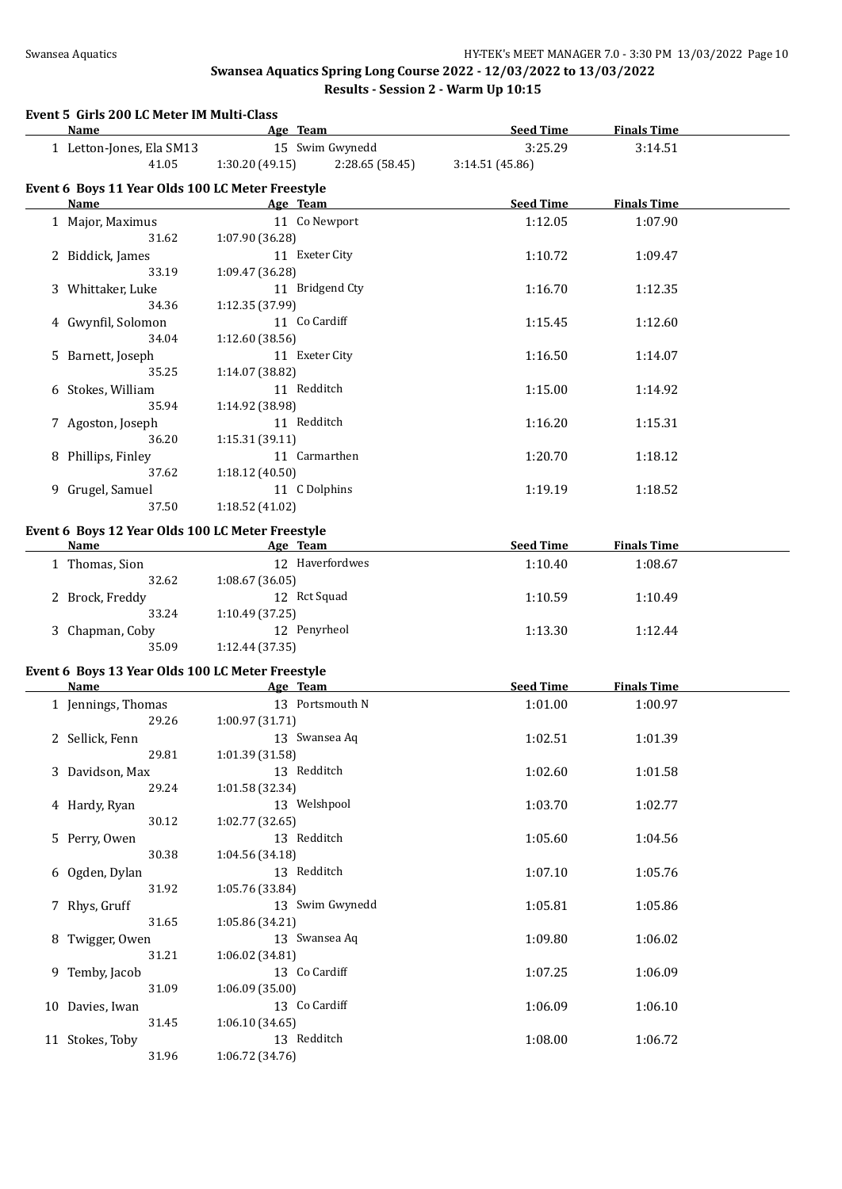## Swansea Aquatics Spring Long Course 2022 - 12/03/2022 to 13/03/2022

### Results - Session 2 - Warm Up 10:15

**Event 5 Girls 200 LC Meter IM Multi-Class**

| | Name | Age | Team | Seed Time | Finals Time |
|---|---|---|---|---|---|
| 1 | Letton-Jones, Ela SM13 | 15 | Swim Gwynedd | 3:25.29 | 3:14.51 |
| | 41.05 | 1:30.20 (49.15) | 2:28.65 (58.45) | 3:14.51 (45.86) | |

**Event 6 Boys 11 Year Olds 100 LC Meter Freestyle**

| | Name | Age | Team | Seed Time | Finals Time |
|---|---|---|---|---|---|
| 1 | Major, Maximus | 11 | Co Newport | 1:12.05 | 1:07.90 |
| | 31.62 | 1:07.90 (36.28) | | | |
| 2 | Biddick, James | 11 | Exeter City | 1:10.72 | 1:09.47 |
| | 33.19 | 1:09.47 (36.28) | | | |
| 3 | Whittaker, Luke | 11 | Bridgend Cty | 1:16.70 | 1:12.35 |
| | 34.36 | 1:12.35 (37.99) | | | |
| 4 | Gwynfil, Solomon | 11 | Co Cardiff | 1:15.45 | 1:12.60 |
| | 34.04 | 1:12.60 (38.56) | | | |
| 5 | Barnett, Joseph | 11 | Exeter City | 1:16.50 | 1:14.07 |
| | 35.25 | 1:14.07 (38.82) | | | |
| 6 | Stokes, William | 11 | Redditch | 1:15.00 | 1:14.92 |
| | 35.94 | 1:14.92 (38.98) | | | |
| 7 | Agoston, Joseph | 11 | Redditch | 1:16.20 | 1:15.31 |
| | 36.20 | 1:15.31 (39.11) | | | |
| 8 | Phillips, Finley | 11 | Carmarthen | 1:20.70 | 1:18.12 |
| | 37.62 | 1:18.12 (40.50) | | | |
| 9 | Grugel, Samuel | 11 | C Dolphins | 1:19.19 | 1:18.52 |
| | 37.50 | 1:18.52 (41.02) | | | |

**Event 6 Boys 12 Year Olds 100 LC Meter Freestyle**

| | Name | Age | Team | Seed Time | Finals Time |
|---|---|---|---|---|---|
| 1 | Thomas, Sion | 12 | Haverfordwes | 1:10.40 | 1:08.67 |
| | 32.62 | 1:08.67 (36.05) | | | |
| 2 | Brock, Freddy | 12 | Rct Squad | 1:10.59 | 1:10.49 |
| | 33.24 | 1:10.49 (37.25) | | | |
| 3 | Chapman, Coby | 12 | Penyrheol | 1:13.30 | 1:12.44 |
| | 35.09 | 1:12.44 (37.35) | | | |

**Event 6 Boys 13 Year Olds 100 LC Meter Freestyle**

| | Name | Age | Team | Seed Time | Finals Time |
|---|---|---|---|---|---|
| 1 | Jennings, Thomas | 13 | Portsmouth N | 1:01.00 | 1:00.97 |
| | 29.26 | 1:00.97 (31.71) | | | |
| 2 | Sellick, Fenn | 13 | Swansea Aq | 1:02.51 | 1:01.39 |
| | 29.81 | 1:01.39 (31.58) | | | |
| 3 | Davidson, Max | 13 | Redditch | 1:02.60 | 1:01.58 |
| | 29.24 | 1:01.58 (32.34) | | | |
| 4 | Hardy, Ryan | 13 | Welshpool | 1:03.70 | 1:02.77 |
| | 30.12 | 1:02.77 (32.65) | | | |
| 5 | Perry, Owen | 13 | Redditch | 1:05.60 | 1:04.56 |
| | 30.38 | 1:04.56 (34.18) | | | |
| 6 | Ogden, Dylan | 13 | Redditch | 1:07.10 | 1:05.76 |
| | 31.92 | 1:05.76 (33.84) | | | |
| 7 | Rhys, Gruff | 13 | Swim Gwynedd | 1:05.81 | 1:05.86 |
| | 31.65 | 1:05.86 (34.21) | | | |
| 8 | Twigger, Owen | 13 | Swansea Aq | 1:09.80 | 1:06.02 |
| | 31.21 | 1:06.02 (34.81) | | | |
| 9 | Temby, Jacob | 13 | Co Cardiff | 1:07.25 | 1:06.09 |
| | 31.09 | 1:06.09 (35.00) | | | |
| 10 | Davies, Iwan | 13 | Co Cardiff | 1:06.09 | 1:06.10 |
| | 31.45 | 1:06.10 (34.65) | | | |
| 11 | Stokes, Toby | 13 | Redditch | 1:08.00 | 1:06.72 |
| | 31.96 | 1:06.72 (34.76) | | | |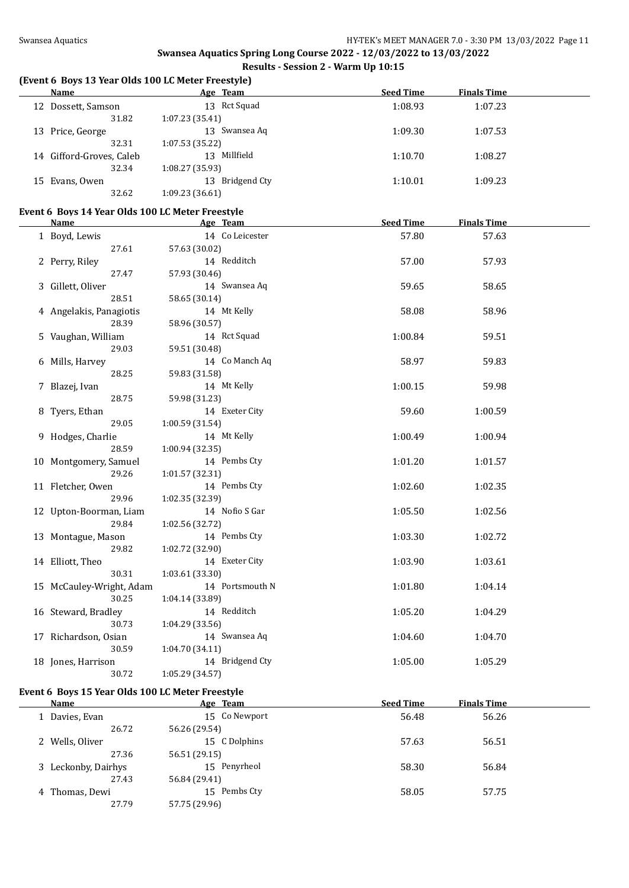# Swansea Aquatics Spring Long Course 2022 - 12/03/2022 to 13/03/2022

## Results - Session 2 - Warm Up 10:15

### (Event 6 Boys 13 Year Olds 100 LC Meter Freestyle)

| | Name | Age | Team | Seed Time | Finals Time |
|---|---|---|---|---|---|
| 12 | Dossett, Samson | 13 | Rct Squad | 1:08.93 | 1:07.23 |
| | 31.82 | 1:07.23 (35.41) | | | |
| 13 | Price, George | 13 | Swansea Aq | 1:09.30 | 1:07.53 |
| | 32.31 | 1:07.53 (35.22) | | | |
| 14 | Gifford-Groves, Caleb | 13 | Millfield | 1:10.70 | 1:08.27 |
| | 32.34 | 1:08.27 (35.93) | | | |
| 15 | Evans, Owen | 13 | Bridgend Cty | 1:10.01 | 1:09.23 |
| | 32.62 | 1:09.23 (36.61) | | | |

### Event 6 Boys 14 Year Olds 100 LC Meter Freestyle

| | Name | Age | Team | Seed Time | Finals Time |
|---|---|---|---|---|---|
| 1 | Boyd, Lewis | 14 | Co Leicester | 57.80 | 57.63 |
| | 27.61 | 57.63 (30.02) | | | |
| 2 | Perry, Riley | 14 | Redditch | 57.00 | 57.93 |
| | 27.47 | 57.93 (30.46) | | | |
| 3 | Gillett, Oliver | 14 | Swansea Aq | 59.65 | 58.65 |
| | 28.51 | 58.65 (30.14) | | | |
| 4 | Angelakis, Panagiotis | 14 | Mt Kelly | 58.08 | 58.96 |
| | 28.39 | 58.96 (30.57) | | | |
| 5 | Vaughan, William | 14 | Rct Squad | 1:00.84 | 59.51 |
| | 29.03 | 59.51 (30.48) | | | |
| 6 | Mills, Harvey | 14 | Co Manch Aq | 58.97 | 59.83 |
| | 28.25 | 59.83 (31.58) | | | |
| 7 | Blazej, Ivan | 14 | Mt Kelly | 1:00.15 | 59.98 |
| | 28.75 | 59.98 (31.23) | | | |
| 8 | Tyers, Ethan | 14 | Exeter City | 59.60 | 1:00.59 |
| | 29.05 | 1:00.59 (31.54) | | | |
| 9 | Hodges, Charlie | 14 | Mt Kelly | 1:00.49 | 1:00.94 |
| | 28.59 | 1:00.94 (32.35) | | | |
| 10 | Montgomery, Samuel | 14 | Pembs Cty | 1:01.20 | 1:01.57 |
| | 29.26 | 1:01.57 (32.31) | | | |
| 11 | Fletcher, Owen | 14 | Pembs Cty | 1:02.60 | 1:02.35 |
| | 29.96 | 1:02.35 (32.39) | | | |
| 12 | Upton-Boorman, Liam | 14 | Nofio S Gar | 1:05.50 | 1:02.56 |
| | 29.84 | 1:02.56 (32.72) | | | |
| 13 | Montague, Mason | 14 | Pembs Cty | 1:03.30 | 1:02.72 |
| | 29.82 | 1:02.72 (32.90) | | | |
| 14 | Elliott, Theo | 14 | Exeter City | 1:03.90 | 1:03.61 |
| | 30.31 | 1:03.61 (33.30) | | | |
| 15 | McCauley-Wright, Adam | 14 | Portsmouth N | 1:01.80 | 1:04.14 |
| | 30.25 | 1:04.14 (33.89) | | | |
| 16 | Steward, Bradley | 14 | Redditch | 1:05.20 | 1:04.29 |
| | 30.73 | 1:04.29 (33.56) | | | |
| 17 | Richardson, Osian | 14 | Swansea Aq | 1:04.60 | 1:04.70 |
| | 30.59 | 1:04.70 (34.11) | | | |
| 18 | Jones, Harrison | 14 | Bridgend Cty | 1:05.00 | 1:05.29 |
| | 30.72 | 1:05.29 (34.57) | | | |

### Event 6 Boys 15 Year Olds 100 LC Meter Freestyle

| | Name | Age | Team | Seed Time | Finals Time |
|---|---|---|---|---|---|
| 1 | Davies, Evan | 15 | Co Newport | 56.48 | 56.26 |
| | 26.72 | 56.26 (29.54) | | | |
| 2 | Wells, Oliver | 15 | C Dolphins | 57.63 | 56.51 |
| | 27.36 | 56.51 (29.15) | | | |
| 3 | Leckonby, Dairhys | 15 | Penyrheol | 58.30 | 56.84 |
| | 27.43 | 56.84 (29.41) | | | |
| 4 | Thomas, Dewi | 15 | Pembs Cty | 58.05 | 57.75 |
| | 27.79 | 57.75 (29.96) | | | |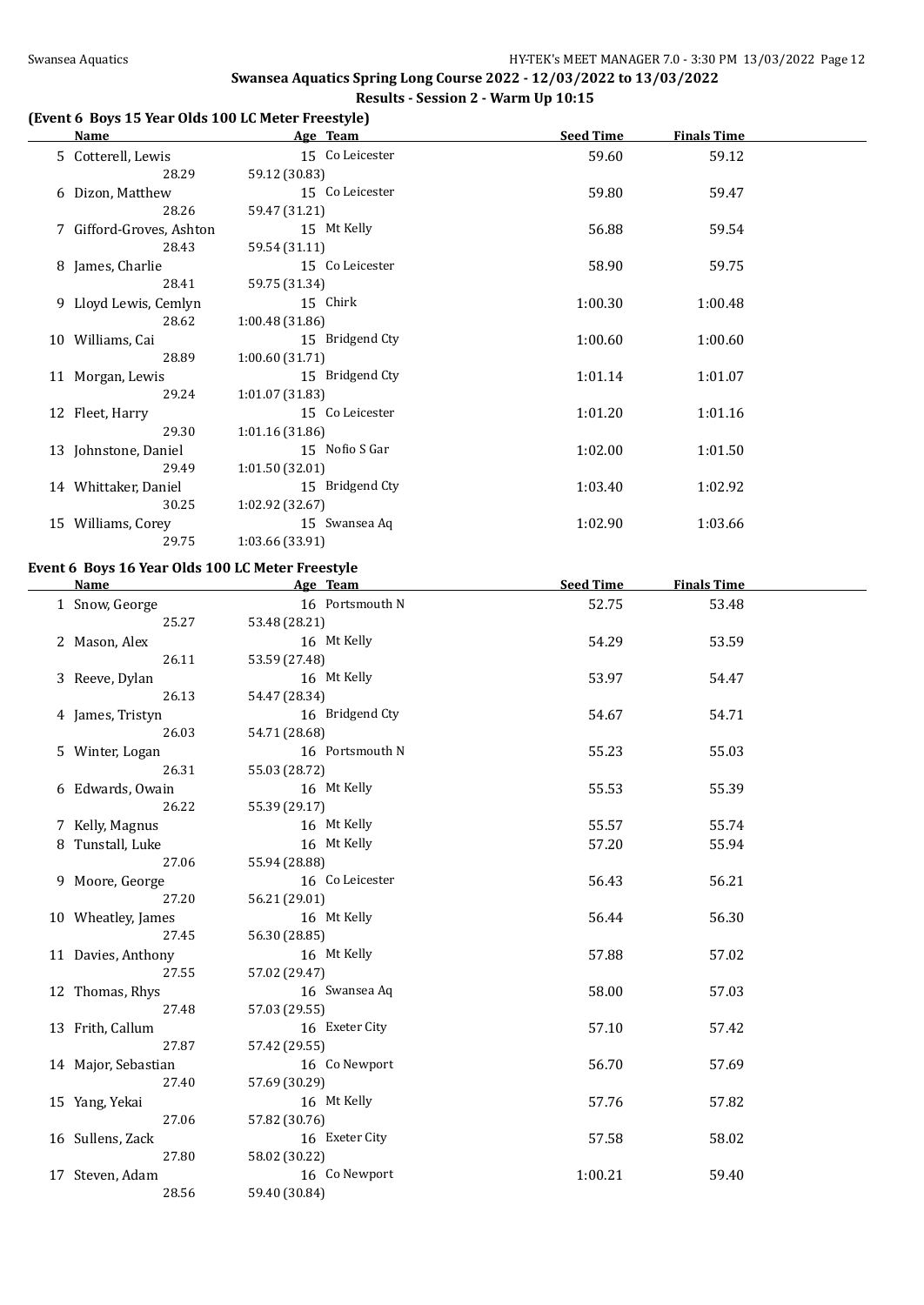## Swansea Aquatics Spring Long Course 2022 - 12/03/2022 to 13/03/2022

### Results - Session 2 - Warm Up 10:15

#### (Event 6 Boys 15 Year Olds 100 LC Meter Freestyle)

| | Name | Age | Team | Seed Time | Finals Time |
|---|---|---|---|---|---|
| 5 | Cotterell, Lewis | 15 | Co Leicester | 59.60 | 59.12 |
| | 28.29 | 59.12 (30.83) | | | |
| 6 | Dizon, Matthew | 15 | Co Leicester | 59.80 | 59.47 |
| | 28.26 | 59.47 (31.21) | | | |
| 7 | Gifford-Groves, Ashton | 15 | Mt Kelly | 56.88 | 59.54 |
| | 28.43 | 59.54 (31.11) | | | |
| 8 | James, Charlie | 15 | Co Leicester | 58.90 | 59.75 |
| | 28.41 | 59.75 (31.34) | | | |
| 9 | Lloyd Lewis, Cemlyn | 15 | Chirk | 1:00.30 | 1:00.48 |
| | 28.62 | 1:00.48 (31.86) | | | |
| 10 | Williams, Cai | 15 | Bridgend Cty | 1:00.60 | 1:00.60 |
| | 28.89 | 1:00.60 (31.71) | | | |
| 11 | Morgan, Lewis | 15 | Bridgend Cty | 1:01.14 | 1:01.07 |
| | 29.24 | 1:01.07 (31.83) | | | |
| 12 | Fleet, Harry | 15 | Co Leicester | 1:01.20 | 1:01.16 |
| | 29.30 | 1:01.16 (31.86) | | | |
| 13 | Johnstone, Daniel | 15 | Nofio S Gar | 1:02.00 | 1:01.50 |
| | 29.49 | 1:01.50 (32.01) | | | |
| 14 | Whittaker, Daniel | 15 | Bridgend Cty | 1:03.40 | 1:02.92 |
| | 30.25 | 1:02.92 (32.67) | | | |
| 15 | Williams, Corey | 15 | Swansea Aq | 1:02.90 | 1:03.66 |
| | 29.75 | 1:03.66 (33.91) | | | |

#### Event 6 Boys 16 Year Olds 100 LC Meter Freestyle

| | Name | Age | Team | Seed Time | Finals Time |
|---|---|---|---|---|---|
| 1 | Snow, George | 16 | Portsmouth N | 52.75 | 53.48 |
| | 25.27 | 53.48 (28.21) | | | |
| 2 | Mason, Alex | 16 | Mt Kelly | 54.29 | 53.59 |
| | 26.11 | 53.59 (27.48) | | | |
| 3 | Reeve, Dylan | 16 | Mt Kelly | 53.97 | 54.47 |
| | 26.13 | 54.47 (28.34) | | | |
| 4 | James, Tristyn | 16 | Bridgend Cty | 54.67 | 54.71 |
| | 26.03 | 54.71 (28.68) | | | |
| 5 | Winter, Logan | 16 | Portsmouth N | 55.23 | 55.03 |
| | 26.31 | 55.03 (28.72) | | | |
| 6 | Edwards, Owain | 16 | Mt Kelly | 55.53 | 55.39 |
| | 26.22 | 55.39 (29.17) | | | |
| 7 | Kelly, Magnus | 16 | Mt Kelly | 55.57 | 55.74 |
| 8 | Tunstall, Luke | 16 | Mt Kelly | 57.20 | 55.94 |
| | 27.06 | 55.94 (28.88) | | | |
| 9 | Moore, George | 16 | Co Leicester | 56.43 | 56.21 |
| | 27.20 | 56.21 (29.01) | | | |
| 10 | Wheatley, James | 16 | Mt Kelly | 56.44 | 56.30 |
| | 27.45 | 56.30 (28.85) | | | |
| 11 | Davies, Anthony | 16 | Mt Kelly | 57.88 | 57.02 |
| | 27.55 | 57.02 (29.47) | | | |
| 12 | Thomas, Rhys | 16 | Swansea Aq | 58.00 | 57.03 |
| | 27.48 | 57.03 (29.55) | | | |
| 13 | Frith, Callum | 16 | Exeter City | 57.10 | 57.42 |
| | 27.87 | 57.42 (29.55) | | | |
| 14 | Major, Sebastian | 16 | Co Newport | 56.70 | 57.69 |
| | 27.40 | 57.69 (30.29) | | | |
| 15 | Yang, Yekai | 16 | Mt Kelly | 57.76 | 57.82 |
| | 27.06 | 57.82 (30.76) | | | |
| 16 | Sullens, Zack | 16 | Exeter City | 57.58 | 58.02 |
| | 27.80 | 58.02 (30.22) | | | |
| 17 | Steven, Adam | 16 | Co Newport | 1:00.21 | 59.40 |
| | 28.56 | 59.40 (30.84) | | | |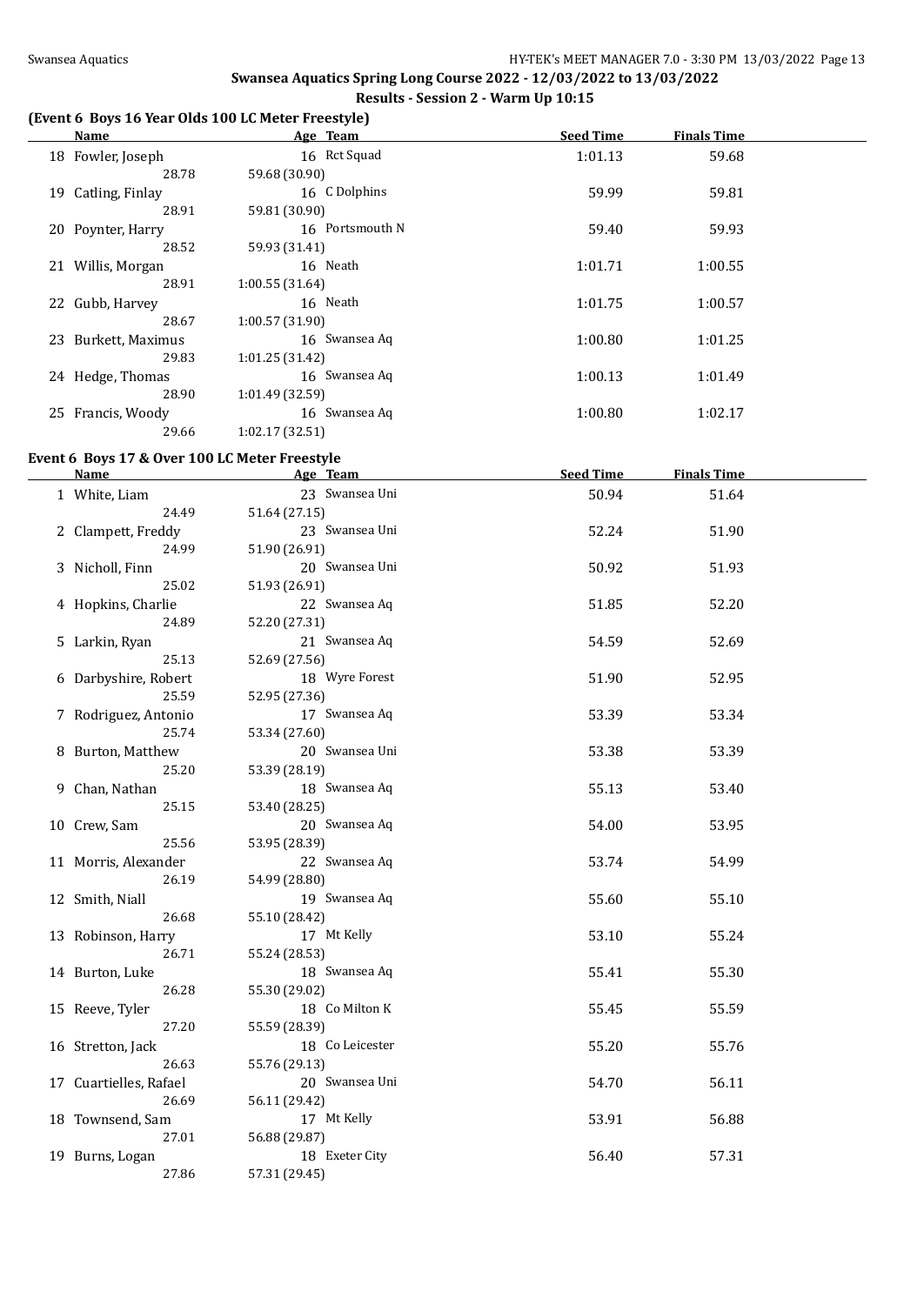## Swansea Aquatics Spring Long Course 2022 - 12/03/2022 to 13/03/2022

### Results - Session 2 - Warm Up 10:15

#### (Event 6 Boys 16 Year Olds 100 LC Meter Freestyle)

| | Name | Age | Team | Seed Time | Finals Time |
|---|---|---|---|---|---|
| 18 | Fowler, Joseph | 16 | Rct Squad | 1:01.13 | 59.68 |
| | 28.78 | 59.68 (30.90) | | | |
| 19 | Catling, Finlay | 16 | C Dolphins | 59.99 | 59.81 |
| | 28.91 | 59.81 (30.90) | | | |
| 20 | Poynter, Harry | 16 | Portsmouth N | 59.40 | 59.93 |
| | 28.52 | 59.93 (31.41) | | | |
| 21 | Willis, Morgan | 16 | Neath | 1:01.71 | 1:00.55 |
| | 28.91 | 1:00.55 (31.64) | | | |
| 22 | Gubb, Harvey | 16 | Neath | 1:01.75 | 1:00.57 |
| | 28.67 | 1:00.57 (31.90) | | | |
| 23 | Burkett, Maximus | 16 | Swansea Aq | 1:00.80 | 1:01.25 |
| | 29.83 | 1:01.25 (31.42) | | | |
| 24 | Hedge, Thomas | 16 | Swansea Aq | 1:00.13 | 1:01.49 |
| | 28.90 | 1:01.49 (32.59) | | | |
| 25 | Francis, Woody | 16 | Swansea Aq | 1:00.80 | 1:02.17 |
| | 29.66 | 1:02.17 (32.51) | | | |

#### Event 6 Boys 17 & Over 100 LC Meter Freestyle

| | Name | Age | Team | Seed Time | Finals Time |
|---|---|---|---|---|---|
| 1 | White, Liam | 23 | Swansea Uni | 50.94 | 51.64 |
| | 24.49 | 51.64 (27.15) | | | |
| 2 | Clampett, Freddy | 23 | Swansea Uni | 52.24 | 51.90 |
| | 24.99 | 51.90 (26.91) | | | |
| 3 | Nicholl, Finn | 20 | Swansea Uni | 50.92 | 51.93 |
| | 25.02 | 51.93 (26.91) | | | |
| 4 | Hopkins, Charlie | 22 | Swansea Aq | 51.85 | 52.20 |
| | 24.89 | 52.20 (27.31) | | | |
| 5 | Larkin, Ryan | 21 | Swansea Aq | 54.59 | 52.69 |
| | 25.13 | 52.69 (27.56) | | | |
| 6 | Darbyshire, Robert | 18 | Wyre Forest | 51.90 | 52.95 |
| | 25.59 | 52.95 (27.36) | | | |
| 7 | Rodriguez, Antonio | 17 | Swansea Aq | 53.39 | 53.34 |
| | 25.74 | 53.34 (27.60) | | | |
| 8 | Burton, Matthew | 20 | Swansea Uni | 53.38 | 53.39 |
| | 25.20 | 53.39 (28.19) | | | |
| 9 | Chan, Nathan | 18 | Swansea Aq | 55.13 | 53.40 |
| | 25.15 | 53.40 (28.25) | | | |
| 10 | Crew, Sam | 20 | Swansea Aq | 54.00 | 53.95 |
| | 25.56 | 53.95 (28.39) | | | |
| 11 | Morris, Alexander | 22 | Swansea Aq | 53.74 | 54.99 |
| | 26.19 | 54.99 (28.80) | | | |
| 12 | Smith, Niall | 19 | Swansea Aq | 55.60 | 55.10 |
| | 26.68 | 55.10 (28.42) | | | |
| 13 | Robinson, Harry | 17 | Mt Kelly | 53.10 | 55.24 |
| | 26.71 | 55.24 (28.53) | | | |
| 14 | Burton, Luke | 18 | Swansea Aq | 55.41 | 55.30 |
| | 26.28 | 55.30 (29.02) | | | |
| 15 | Reeve, Tyler | 18 | Co Milton K | 55.45 | 55.59 |
| | 27.20 | 55.59 (28.39) | | | |
| 16 | Stretton, Jack | 18 | Co Leicester | 55.20 | 55.76 |
| | 26.63 | 55.76 (29.13) | | | |
| 17 | Cuartielles, Rafael | 20 | Swansea Uni | 54.70 | 56.11 |
| | 26.69 | 56.11 (29.42) | | | |
| 18 | Townsend, Sam | 17 | Mt Kelly | 53.91 | 56.88 |
| | 27.01 | 56.88 (29.87) | | | |
| 19 | Burns, Logan | 18 | Exeter City | 56.40 | 57.31 |
| | 27.86 | 57.31 (29.45) | | | |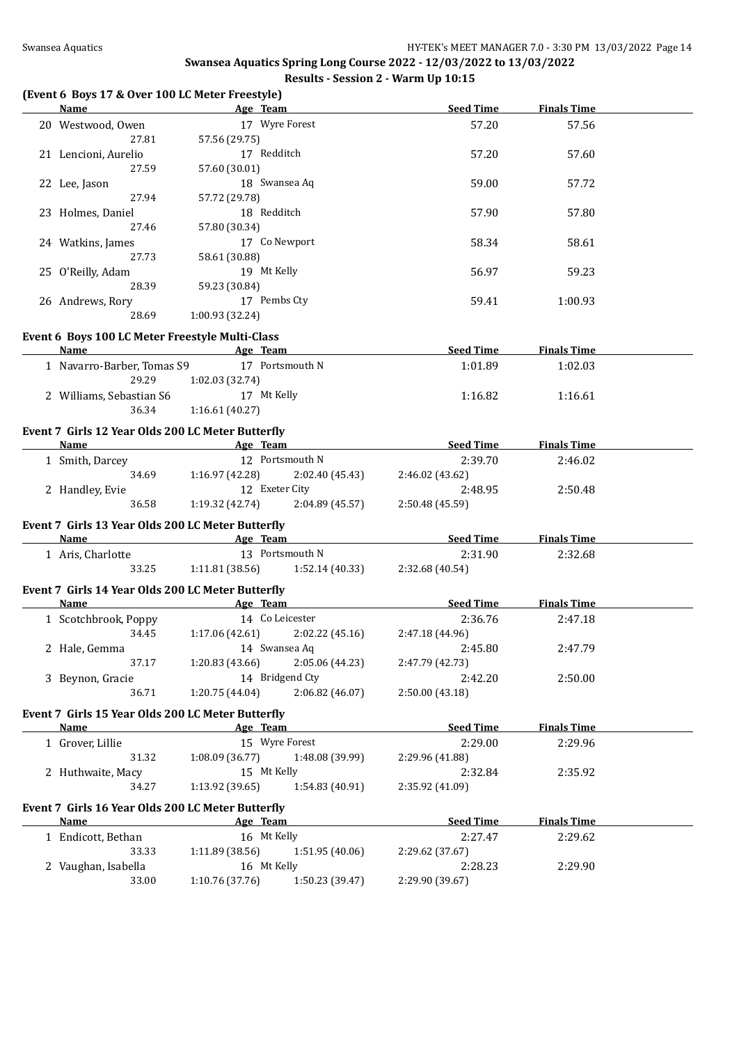## Swansea Aquatics Spring Long Course 2022 - 12/03/2022 to 13/03/2022

### Results - Session 2 - Warm Up 10:15

#### (Event 6 Boys 17 & Over 100 LC Meter Freestyle)

| Name | Age | Team | Seed Time | Finals Time |
|---|---|---|---|---|
| 20 Westwood, Owen | 17 | Wyre Forest | 57.20 | 57.56 |
| 27.81 57.56 (29.75) | | | | |
| 21 Lencioni, Aurelio | 17 | Redditch | 57.20 | 57.60 |
| 27.59 57.60 (30.01) | | | | |
| 22 Lee, Jason | 18 | Swansea Aq | 59.00 | 57.72 |
| 27.94 57.72 (29.78) | | | | |
| 23 Holmes, Daniel | 18 | Redditch | 57.90 | 57.80 |
| 27.46 57.80 (30.34) | | | | |
| 24 Watkins, James | 17 | Co Newport | 58.34 | 58.61 |
| 27.73 58.61 (30.88) | | | | |
| 25 O'Reilly, Adam | 19 | Mt Kelly | 56.97 | 59.23 |
| 28.39 59.23 (30.84) | | | | |
| 26 Andrews, Rory | 17 | Pembs Cty | 59.41 | 1:00.93 |
| 28.69 1:00.93 (32.24) | | | | |

#### Event 6 Boys 100 LC Meter Freestyle Multi-Class

| Name | Age | Team | Seed Time | Finals Time |
|---|---|---|---|---|
| 1 Navarro-Barber, Tomas S9 | 17 | Portsmouth N | 1:01.89 | 1:02.03 |
| 29.29 1:02.03 (32.74) | | | | |
| 2 Williams, Sebastian S6 | 17 | Mt Kelly | 1:16.82 | 1:16.61 |
| 36.34 1:16.61 (40.27) | | | | |

#### Event 7 Girls 12 Year Olds 200 LC Meter Butterfly

| Name | Age | Team | Seed Time | Finals Time |
|---|---|---|---|---|
| 1 Smith, Darcey | 12 | Portsmouth N | 2:39.70 | 2:46.02 |
| 34.69 1:16.97 (42.28) 2:02.40 (45.43) 2:46.02 (43.62) | | | | |
| 2 Handley, Evie | 12 | Exeter City | 2:48.95 | 2:50.48 |
| 36.58 1:19.32 (42.74) 2:04.89 (45.57) 2:50.48 (45.59) | | | | |

#### Event 7 Girls 13 Year Olds 200 LC Meter Butterfly

| Name | Age | Team | Seed Time | Finals Time |
|---|---|---|---|---|
| 1 Aris, Charlotte | 13 | Portsmouth N | 2:31.90 | 2:32.68 |
| 33.25 1:11.81 (38.56) 1:52.14 (40.33) 2:32.68 (40.54) | | | | |

#### Event 7 Girls 14 Year Olds 200 LC Meter Butterfly

| Name | Age | Team | Seed Time | Finals Time |
|---|---|---|---|---|
| 1 Scotchbrook, Poppy | 14 | Co Leicester | 2:36.76 | 2:47.18 |
| 34.45 1:17.06 (42.61) 2:02.22 (45.16) 2:47.18 (44.96) | | | | |
| 2 Hale, Gemma | 14 | Swansea Aq | 2:45.80 | 2:47.79 |
| 37.17 1:20.83 (43.66) 2:05.06 (44.23) 2:47.79 (42.73) | | | | |
| 3 Beynon, Gracie | 14 | Bridgend Cty | 2:42.20 | 2:50.00 |
| 36.71 1:20.75 (44.04) 2:06.82 (46.07) 2:50.00 (43.18) | | | | |

#### Event 7 Girls 15 Year Olds 200 LC Meter Butterfly

| Name | Age | Team | Seed Time | Finals Time |
|---|---|---|---|---|
| 1 Grover, Lillie | 15 | Wyre Forest | 2:29.00 | 2:29.96 |
| 31.32 1:08.09 (36.77) 1:48.08 (39.99) 2:29.96 (41.88) | | | | |
| 2 Huthwaite, Macy | 15 | Mt Kelly | 2:32.84 | 2:35.92 |
| 34.27 1:13.92 (39.65) 1:54.83 (40.91) 2:35.92 (41.09) | | | | |

#### Event 7 Girls 16 Year Olds 200 LC Meter Butterfly

| Name | Age | Team | Seed Time | Finals Time |
|---|---|---|---|---|
| 1 Endicott, Bethan | 16 | Mt Kelly | 2:27.47 | 2:29.62 |
| 33.33 1:11.89 (38.56) 1:51.95 (40.06) 2:29.62 (37.67) | | | | |
| 2 Vaughan, Isabella | 16 | Mt Kelly | 2:28.23 | 2:29.90 |
| 33.00 1:10.76 (37.76) 1:50.23 (39.47) 2:29.90 (39.67) | | | | |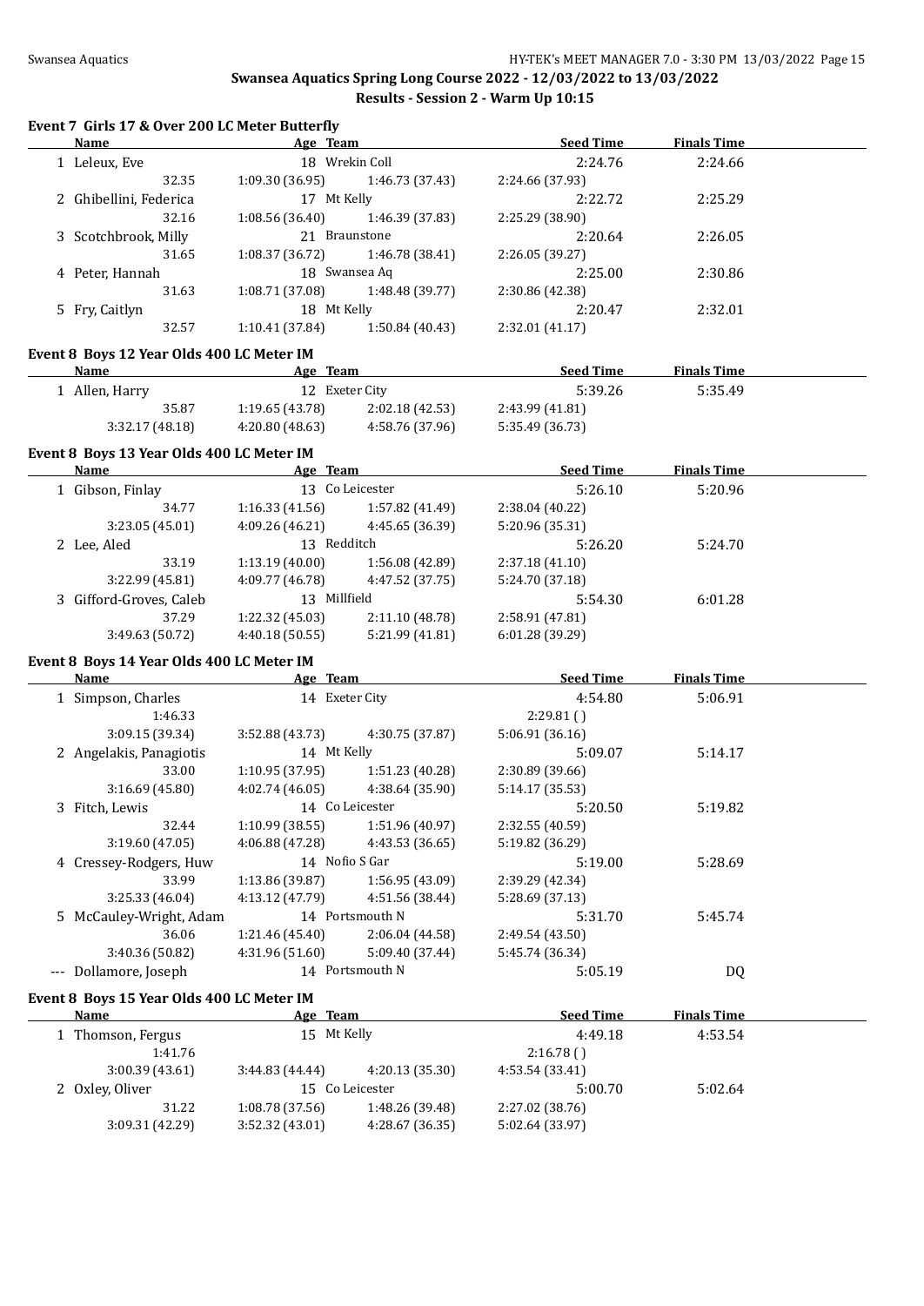## Swansea Aquatics Spring Long Course 2022 - 12/03/2022 to 13/03/2022

### Results - Session 2 - Warm Up 10:15

#### Event 7 Girls 17 & Over 200 LC Meter Butterfly

| Name | Age | Team | Seed Time | Finals Time |
|---|---|---|---|---|
| 1 Leleux, Eve | 18 | Wrekin Coll | 2:24.76 | 2:24.66 |
| 32.35 | 1:09.30 (36.95) | 1:46.73 (37.43) | 2:24.66 (37.93) | |
| 2 Ghibellini, Federica | 17 | Mt Kelly | 2:22.72 | 2:25.29 |
| 32.16 | 1:08.56 (36.40) | 1:46.39 (37.83) | 2:25.29 (38.90) | |
| 3 Scotchbrook, Milly | 21 | Braunstone | 2:20.64 | 2:26.05 |
| 31.65 | 1:08.37 (36.72) | 1:46.78 (38.41) | 2:26.05 (39.27) | |
| 4 Peter, Hannah | 18 | Swansea Aq | 2:25.00 | 2:30.86 |
| 31.63 | 1:08.71 (37.08) | 1:48.48 (39.77) | 2:30.86 (42.38) | |
| 5 Fry, Caitlyn | 18 | Mt Kelly | 2:20.47 | 2:32.01 |
| 32.57 | 1:10.41 (37.84) | 1:50.84 (40.43) | 2:32.01 (41.17) | |

#### Event 8 Boys 12 Year Olds 400 LC Meter IM

| Name | Age | Team | Seed Time | Finals Time |
|---|---|---|---|---|
| 1 Allen, Harry | 12 | Exeter City | 5:39.26 | 5:35.49 |
| 35.87 | 1:19.65 (43.78) | 2:02.18 (42.53) | 2:43.99 (41.81) | |
| 3:32.17 (48.18) | 4:20.80 (48.63) | 4:58.76 (37.96) | 5:35.49 (36.73) | |

#### Event 8 Boys 13 Year Olds 400 LC Meter IM

| Name | Age | Team | Seed Time | Finals Time |
|---|---|---|---|---|
| 1 Gibson, Finlay | 13 | Co Leicester | 5:26.10 | 5:20.96 |
| 34.77 | 1:16.33 (41.56) | 1:57.82 (41.49) | 2:38.04 (40.22) | |
| 3:23.05 (45.01) | 4:09.26 (46.21) | 4:45.65 (36.39) | 5:20.96 (35.31) | |
| 2 Lee, Aled | 13 | Redditch | 5:26.20 | 5:24.70 |
| 33.19 | 1:13.19 (40.00) | 1:56.08 (42.89) | 2:37.18 (41.10) | |
| 3:22.99 (45.81) | 4:09.77 (46.78) | 4:47.52 (37.75) | 5:24.70 (37.18) | |
| 3 Gifford-Groves, Caleb | 13 | Millfield | 5:54.30 | 6:01.28 |
| 37.29 | 1:22.32 (45.03) | 2:11.10 (48.78) | 2:58.91 (47.81) | |
| 3:49.63 (50.72) | 4:40.18 (50.55) | 5:21.99 (41.81) | 6:01.28 (39.29) | |

#### Event 8 Boys 14 Year Olds 400 LC Meter IM

| Name | Age | Team | Seed Time | Finals Time |
|---|---|---|---|---|
| 1 Simpson, Charles | 14 | Exeter City | 4:54.80 | 5:06.91 |
| 1:46.33 | | | 2:29.81 ( ) | |
| 3:09.15 (39.34) | 3:52.88 (43.73) | 4:30.75 (37.87) | 5:06.91 (36.16) | |
| 2 Angelakis, Panagiotis | 14 | Mt Kelly | 5:09.07 | 5:14.17 |
| 33.00 | 1:10.95 (37.95) | 1:51.23 (40.28) | 2:30.89 (39.66) | |
| 3:16.69 (45.80) | 4:02.74 (46.05) | 4:38.64 (35.90) | 5:14.17 (35.53) | |
| 3 Fitch, Lewis | 14 | Co Leicester | 5:20.50 | 5:19.82 |
| 32.44 | 1:10.99 (38.55) | 1:51.96 (40.97) | 2:32.55 (40.59) | |
| 3:19.60 (47.05) | 4:06.88 (47.28) | 4:43.53 (36.65) | 5:19.82 (36.29) | |
| 4 Cressey-Rodgers, Huw | 14 | Nofio S Gar | 5:19.00 | 5:28.69 |
| 33.99 | 1:13.86 (39.87) | 1:56.95 (43.09) | 2:39.29 (42.34) | |
| 3:25.33 (46.04) | 4:13.12 (47.79) | 4:51.56 (38.44) | 5:28.69 (37.13) | |
| 5 McCauley-Wright, Adam | 14 | Portsmouth N | 5:31.70 | 5:45.74 |
| 36.06 | 1:21.46 (45.40) | 2:06.04 (44.58) | 2:49.54 (43.50) | |
| 3:40.36 (50.82) | 4:31.96 (51.60) | 5:09.40 (37.44) | 5:45.74 (36.34) | |
| --- Dollamore, Joseph | 14 | Portsmouth N | 5:05.19 | DQ |

#### Event 8 Boys 15 Year Olds 400 LC Meter IM

| Name | Age | Team | Seed Time | Finals Time |
|---|---|---|---|---|
| 1 Thomson, Fergus | 15 | Mt Kelly | 4:49.18 | 4:53.54 |
| 1:41.76 | | | 2:16.78 ( ) | |
| 3:00.39 (43.61) | 3:44.83 (44.44) | 4:20.13 (35.30) | 4:53.54 (33.41) | |
| 2 Oxley, Oliver | 15 | Co Leicester | 5:00.70 | 5:02.64 |
| 31.22 | 1:08.78 (37.56) | 1:48.26 (39.48) | 2:27.02 (38.76) | |
| 3:09.31 (42.29) | 3:52.32 (43.01) | 4:28.67 (36.35) | 5:02.64 (33.97) | |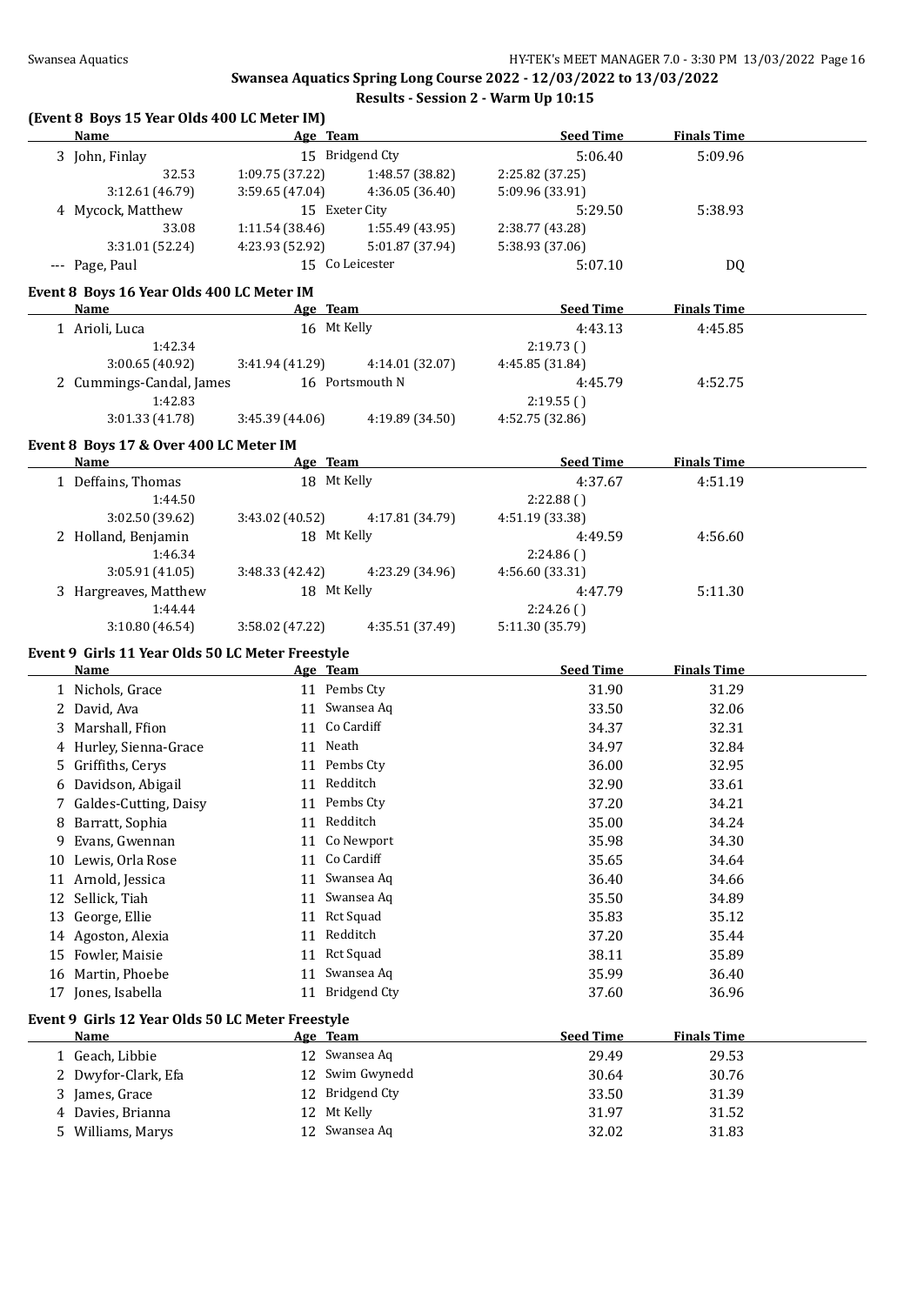Swansea Aquatics Spring Long Course 2022 - 12/03/2022 to 13/03/2022

## Results - Session 2 - Warm Up 10:15

### (Event 8 Boys 15 Year Olds 400 LC Meter IM)

| | Name | Age | Team | Seed Time | Finals Time |
|---|---|---|---|---|---|
| 3 | John, Finlay | 15 | Bridgend Cty | 5:06.40 | 5:09.96 |
| | 32.53 | 1:09.75 (37.22) | 1:48.57 (38.82) | 2:25.82 (37.25) | |
| | 3:12.61 (46.79) | 3:59.65 (47.04) | 4:36.05 (36.40) | 5:09.96 (33.91) | |
| 4 | Mycock, Matthew | 15 | Exeter City | 5:29.50 | 5:38.93 |
| | 33.08 | 1:11.54 (38.46) | 1:55.49 (43.95) | 2:38.77 (43.28) | |
| | 3:31.01 (52.24) | 4:23.93 (52.92) | 5:01.87 (37.94) | 5:38.93 (37.06) | |
| --- | Page, Paul | 15 | Co Leicester | 5:07.10 | DQ |

### Event 8 Boys 16 Year Olds 400 LC Meter IM

| | Name | Age | Team | Seed Time | Finals Time |
|---|---|---|---|---|---|
| 1 | Arioli, Luca | 16 | Mt Kelly | 4:43.13 | 4:45.85 |
| | 1:42.34 | | | 2:19.73 ( ) | |
| | 3:00.65 (40.92) | 3:41.94 (41.29) | 4:14.01 (32.07) | 4:45.85 (31.84) | |
| 2 | Cummings-Candal, James | 16 | Portsmouth N | 4:45.79 | 4:52.75 |
| | 1:42.83 | | | 2:19.55 ( ) | |
| | 3:01.33 (41.78) | 3:45.39 (44.06) | 4:19.89 (34.50) | 4:52.75 (32.86) | |

### Event 8 Boys 17 & Over 400 LC Meter IM

| | Name | Age | Team | Seed Time | Finals Time |
|---|---|---|---|---|---|
| 1 | Deffains, Thomas | 18 | Mt Kelly | 4:37.67 | 4:51.19 |
| | 1:44.50 | | | 2:22.88 ( ) | |
| | 3:02.50 (39.62) | 3:43.02 (40.52) | 4:17.81 (34.79) | 4:51.19 (33.38) | |
| 2 | Holland, Benjamin | 18 | Mt Kelly | 4:49.59 | 4:56.60 |
| | 1:46.34 | | | 2:24.86 ( ) | |
| | 3:05.91 (41.05) | 3:48.33 (42.42) | 4:23.29 (34.96) | 4:56.60 (33.31) | |
| 3 | Hargreaves, Matthew | 18 | Mt Kelly | 4:47.79 | 5:11.30 |
| | 1:44.44 | | | 2:24.26 ( ) | |
| | 3:10.80 (46.54) | 3:58.02 (47.22) | 4:35.51 (37.49) | 5:11.30 (35.79) | |

### Event 9 Girls 11 Year Olds 50 LC Meter Freestyle

| | Name | Age | Team | Seed Time | Finals Time |
|---|---|---|---|---|---|
| 1 | Nichols, Grace | 11 | Pembs Cty | 31.90 | 31.29 |
| 2 | David, Ava | 11 | Swansea Aq | 33.50 | 32.06 |
| 3 | Marshall, Ffion | 11 | Co Cardiff | 34.37 | 32.31 |
| 4 | Hurley, Sienna-Grace | 11 | Neath | 34.97 | 32.84 |
| 5 | Griffiths, Cerys | 11 | Pembs Cty | 36.00 | 32.95 |
| 6 | Davidson, Abigail | 11 | Redditch | 32.90 | 33.61 |
| 7 | Galdes-Cutting, Daisy | 11 | Pembs Cty | 37.20 | 34.21 |
| 8 | Barratt, Sophia | 11 | Redditch | 35.00 | 34.24 |
| 9 | Evans, Gwennan | 11 | Co Newport | 35.98 | 34.30 |
| 10 | Lewis, Orla Rose | 11 | Co Cardiff | 35.65 | 34.64 |
| 11 | Arnold, Jessica | 11 | Swansea Aq | 36.40 | 34.66 |
| 12 | Sellick, Tiah | 11 | Swansea Aq | 35.50 | 34.89 |
| 13 | George, Ellie | 11 | Rct Squad | 35.83 | 35.12 |
| 14 | Agoston, Alexia | 11 | Redditch | 37.20 | 35.44 |
| 15 | Fowler, Maisie | 11 | Rct Squad | 38.11 | 35.89 |
| 16 | Martin, Phoebe | 11 | Swansea Aq | 35.99 | 36.40 |
| 17 | Jones, Isabella | 11 | Bridgend Cty | 37.60 | 36.96 |

### Event 9 Girls 12 Year Olds 50 LC Meter Freestyle

| | Name | Age | Team | Seed Time | Finals Time |
|---|---|---|---|---|---|
| 1 | Geach, Libbie | 12 | Swansea Aq | 29.49 | 29.53 |
| 2 | Dwyfor-Clark, Efa | 12 | Swim Gwynedd | 30.64 | 30.76 |
| 3 | James, Grace | 12 | Bridgend Cty | 33.50 | 31.39 |
| 4 | Davies, Brianna | 12 | Mt Kelly | 31.97 | 31.52 |
| 5 | Williams, Marys | 12 | Swansea Aq | 32.02 | 31.83 |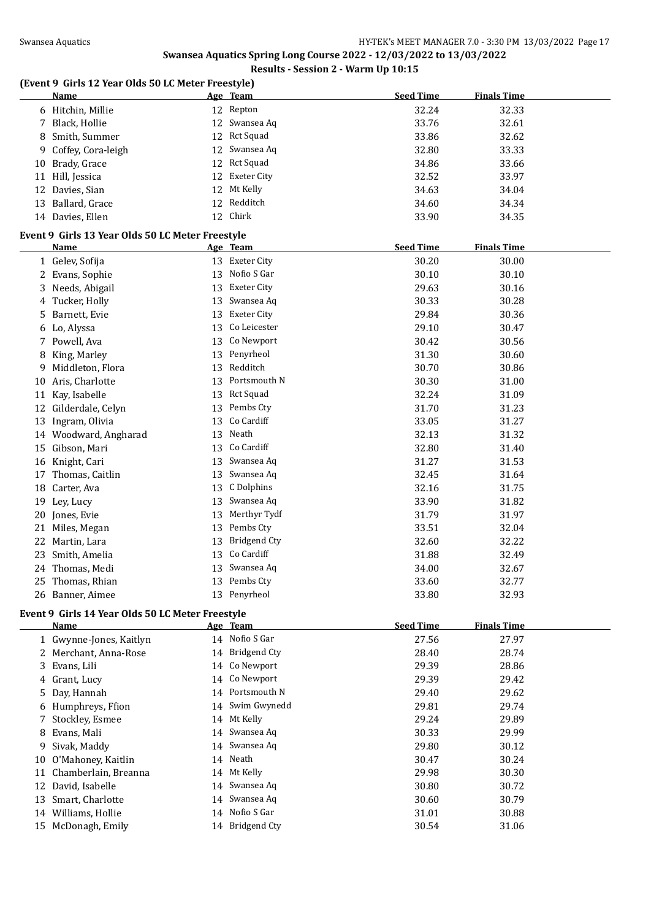# Swansea Aquatics Spring Long Course 2022 - 12/03/2022 to 13/03/2022

## Results - Session 2 - Warm Up 10:15

### (Event 9 Girls 12 Year Olds 50 LC Meter Freestyle)

| | Name | Age | Team | Seed Time | Finals Time |
|---|---|---|---|---|---|
| 6 | Hitchin, Millie | 12 | Repton | 32.24 | 32.33 |
| 7 | Black, Hollie | 12 | Swansea Aq | 33.76 | 32.61 |
| 8 | Smith, Summer | 12 | Rct Squad | 33.86 | 32.62 |
| 9 | Coffey, Cora-leigh | 12 | Swansea Aq | 32.80 | 33.33 |
| 10 | Brady, Grace | 12 | Rct Squad | 34.86 | 33.66 |
| 11 | Hill, Jessica | 12 | Exeter City | 32.52 | 33.97 |
| 12 | Davies, Sian | 12 | Mt Kelly | 34.63 | 34.04 |
| 13 | Ballard, Grace | 12 | Redditch | 34.60 | 34.34 |
| 14 | Davies, Ellen | 12 | Chirk | 33.90 | 34.35 |

### Event 9 Girls 13 Year Olds 50 LC Meter Freestyle

| | Name | Age | Team | Seed Time | Finals Time |
|---|---|---|---|---|---|
| 1 | Gelev, Sofija | 13 | Exeter City | 30.20 | 30.00 |
| 2 | Evans, Sophie | 13 | Nofio S Gar | 30.10 | 30.10 |
| 3 | Needs, Abigail | 13 | Exeter City | 29.63 | 30.16 |
| 4 | Tucker, Holly | 13 | Swansea Aq | 30.33 | 30.28 |
| 5 | Barnett, Evie | 13 | Exeter City | 29.84 | 30.36 |
| 6 | Lo, Alyssa | 13 | Co Leicester | 29.10 | 30.47 |
| 7 | Powell, Ava | 13 | Co Newport | 30.42 | 30.56 |
| 8 | King, Marley | 13 | Penyrheol | 31.30 | 30.60 |
| 9 | Middleton, Flora | 13 | Redditch | 30.70 | 30.86 |
| 10 | Aris, Charlotte | 13 | Portsmouth N | 30.30 | 31.00 |
| 11 | Kay, Isabelle | 13 | Rct Squad | 32.24 | 31.09 |
| 12 | Gilderdale, Celyn | 13 | Pembs Cty | 31.70 | 31.23 |
| 13 | Ingram, Olivia | 13 | Co Cardiff | 33.05 | 31.27 |
| 14 | Woodward, Angharad | 13 | Neath | 32.13 | 31.32 |
| 15 | Gibson, Mari | 13 | Co Cardiff | 32.80 | 31.40 |
| 16 | Knight, Cari | 13 | Swansea Aq | 31.27 | 31.53 |
| 17 | Thomas, Caitlin | 13 | Swansea Aq | 32.45 | 31.64 |
| 18 | Carter, Ava | 13 | C Dolphins | 32.16 | 31.75 |
| 19 | Ley, Lucy | 13 | Swansea Aq | 33.90 | 31.82 |
| 20 | Jones, Evie | 13 | Merthyr Tydf | 31.79 | 31.97 |
| 21 | Miles, Megan | 13 | Pembs Cty | 33.51 | 32.04 |
| 22 | Martin, Lara | 13 | Bridgend Cty | 32.60 | 32.22 |
| 23 | Smith, Amelia | 13 | Co Cardiff | 31.88 | 32.49 |
| 24 | Thomas, Medi | 13 | Swansea Aq | 34.00 | 32.67 |
| 25 | Thomas, Rhian | 13 | Pembs Cty | 33.60 | 32.77 |
| 26 | Banner, Aimee | 13 | Penyrheol | 33.80 | 32.93 |

### Event 9 Girls 14 Year Olds 50 LC Meter Freestyle

| | Name | Age | Team | Seed Time | Finals Time |
|---|---|---|---|---|---|
| 1 | Gwynne-Jones, Kaitlyn | 14 | Nofio S Gar | 27.56 | 27.97 |
| 2 | Merchant, Anna-Rose | 14 | Bridgend Cty | 28.40 | 28.74 |
| 3 | Evans, Lili | 14 | Co Newport | 29.39 | 28.86 |
| 4 | Grant, Lucy | 14 | Co Newport | 29.39 | 29.42 |
| 5 | Day, Hannah | 14 | Portsmouth N | 29.40 | 29.62 |
| 6 | Humphreys, Ffion | 14 | Swim Gwynedd | 29.81 | 29.74 |
| 7 | Stockley, Esmee | 14 | Mt Kelly | 29.24 | 29.89 |
| 8 | Evans, Mali | 14 | Swansea Aq | 30.33 | 29.99 |
| 9 | Sivak, Maddy | 14 | Swansea Aq | 29.80 | 30.12 |
| 10 | O'Mahoney, Kaitlin | 14 | Neath | 30.47 | 30.24 |
| 11 | Chamberlain, Breanna | 14 | Mt Kelly | 29.98 | 30.30 |
| 12 | David, Isabelle | 14 | Swansea Aq | 30.80 | 30.72 |
| 13 | Smart, Charlotte | 14 | Swansea Aq | 30.60 | 30.79 |
| 14 | Williams, Hollie | 14 | Nofio S Gar | 31.01 | 30.88 |
| 15 | McDonagh, Emily | 14 | Bridgend Cty | 30.54 | 31.06 |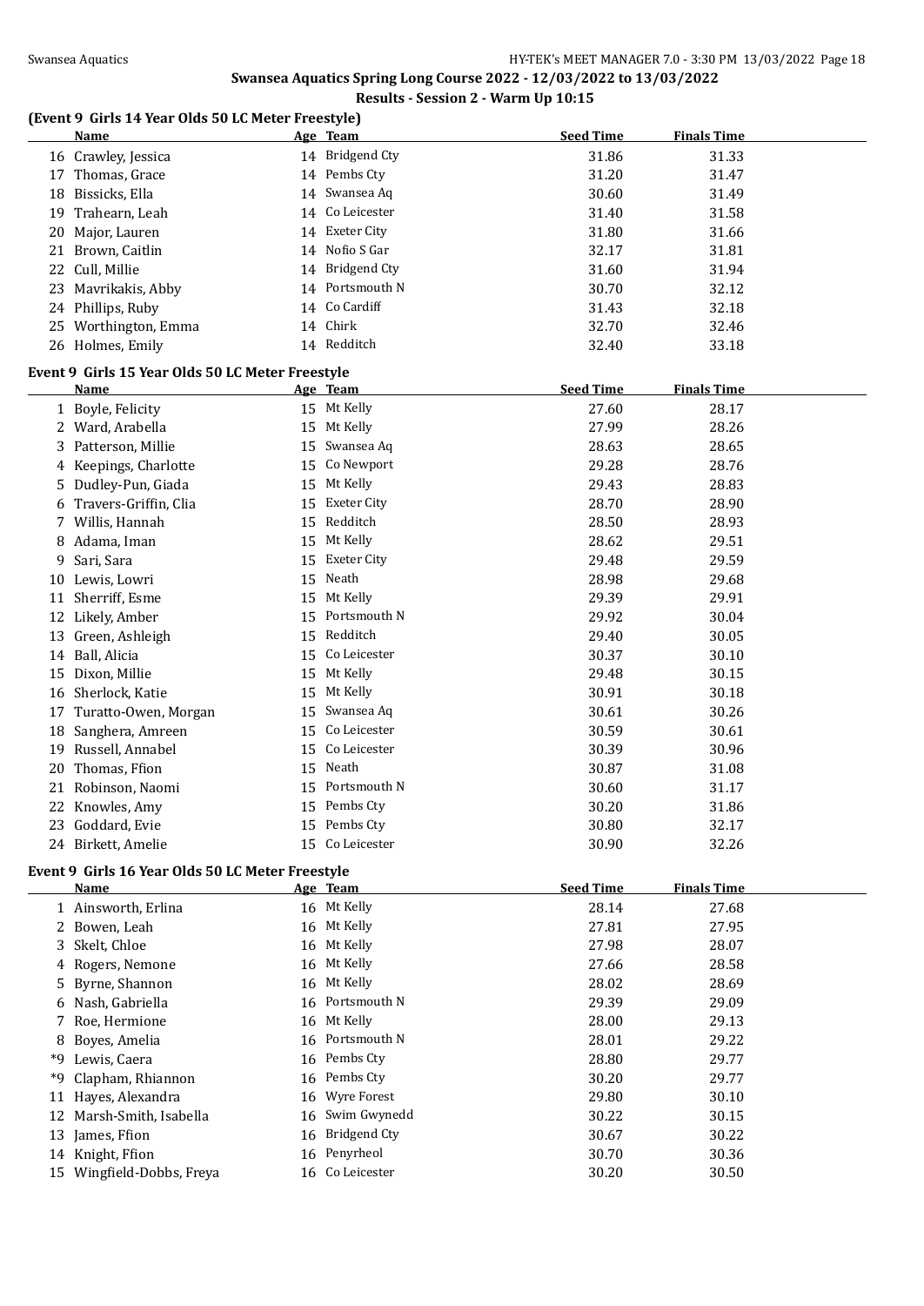## Swansea Aquatics Spring Long Course 2022 - 12/03/2022 to 13/03/2022

### Results - Session 2 - Warm Up 10:15

#### (Event 9 Girls 14 Year Olds 50 LC Meter Freestyle)

| | Name | Age | Team | Seed Time | Finals Time |
|---|---|---|---|---|---|
| 16 | Crawley, Jessica | 14 | Bridgend Cty | 31.86 | 31.33 |
| 17 | Thomas, Grace | 14 | Pembs Cty | 31.20 | 31.47 |
| 18 | Bissicks, Ella | 14 | Swansea Aq | 30.60 | 31.49 |
| 19 | Trahearn, Leah | 14 | Co Leicester | 31.40 | 31.58 |
| 20 | Major, Lauren | 14 | Exeter City | 31.80 | 31.66 |
| 21 | Brown, Caitlin | 14 | Nofio S Gar | 32.17 | 31.81 |
| 22 | Cull, Millie | 14 | Bridgend Cty | 31.60 | 31.94 |
| 23 | Mavrikakis, Abby | 14 | Portsmouth N | 30.70 | 32.12 |
| 24 | Phillips, Ruby | 14 | Co Cardiff | 31.43 | 32.18 |
| 25 | Worthington, Emma | 14 | Chirk | 32.70 | 32.46 |
| 26 | Holmes, Emily | 14 | Redditch | 32.40 | 33.18 |

#### Event 9 Girls 15 Year Olds 50 LC Meter Freestyle

| | Name | Age | Team | Seed Time | Finals Time |
|---|---|---|---|---|---|
| 1 | Boyle, Felicity | 15 | Mt Kelly | 27.60 | 28.17 |
| 2 | Ward, Arabella | 15 | Mt Kelly | 27.99 | 28.26 |
| 3 | Patterson, Millie | 15 | Swansea Aq | 28.63 | 28.65 |
| 4 | Keepings, Charlotte | 15 | Co Newport | 29.28 | 28.76 |
| 5 | Dudley-Pun, Giada | 15 | Mt Kelly | 29.43 | 28.83 |
| 6 | Travers-Griffin, Clia | 15 | Exeter City | 28.70 | 28.90 |
| 7 | Willis, Hannah | 15 | Redditch | 28.50 | 28.93 |
| 8 | Adama, Iman | 15 | Mt Kelly | 28.62 | 29.51 |
| 9 | Sari, Sara | 15 | Exeter City | 29.48 | 29.59 |
| 10 | Lewis, Lowri | 15 | Neath | 28.98 | 29.68 |
| 11 | Sherriff, Esme | 15 | Mt Kelly | 29.39 | 29.91 |
| 12 | Likely, Amber | 15 | Portsmouth N | 29.92 | 30.04 |
| 13 | Green, Ashleigh | 15 | Redditch | 29.40 | 30.05 |
| 14 | Ball, Alicia | 15 | Co Leicester | 30.37 | 30.10 |
| 15 | Dixon, Millie | 15 | Mt Kelly | 29.48 | 30.15 |
| 16 | Sherlock, Katie | 15 | Mt Kelly | 30.91 | 30.18 |
| 17 | Turatto-Owen, Morgan | 15 | Swansea Aq | 30.61 | 30.26 |
| 18 | Sanghera, Amreen | 15 | Co Leicester | 30.59 | 30.61 |
| 19 | Russell, Annabel | 15 | Co Leicester | 30.39 | 30.96 |
| 20 | Thomas, Ffion | 15 | Neath | 30.87 | 31.08 |
| 21 | Robinson, Naomi | 15 | Portsmouth N | 30.60 | 31.17 |
| 22 | Knowles, Amy | 15 | Pembs Cty | 30.20 | 31.86 |
| 23 | Goddard, Evie | 15 | Pembs Cty | 30.80 | 32.17 |
| 24 | Birkett, Amelie | 15 | Co Leicester | 30.90 | 32.26 |

#### Event 9 Girls 16 Year Olds 50 LC Meter Freestyle

| | Name | Age | Team | Seed Time | Finals Time |
|---|---|---|---|---|---|
| 1 | Ainsworth, Erlina | 16 | Mt Kelly | 28.14 | 27.68 |
| 2 | Bowen, Leah | 16 | Mt Kelly | 27.81 | 27.95 |
| 3 | Skelt, Chloe | 16 | Mt Kelly | 27.98 | 28.07 |
| 4 | Rogers, Nemone | 16 | Mt Kelly | 27.66 | 28.58 |
| 5 | Byrne, Shannon | 16 | Mt Kelly | 28.02 | 28.69 |
| 6 | Nash, Gabriella | 16 | Portsmouth N | 29.39 | 29.09 |
| 7 | Roe, Hermione | 16 | Mt Kelly | 28.00 | 29.13 |
| 8 | Boyes, Amelia | 16 | Portsmouth N | 28.01 | 29.22 |
| *9 | Lewis, Caera | 16 | Pembs Cty | 28.80 | 29.77 |
| *9 | Clapham, Rhiannon | 16 | Pembs Cty | 30.20 | 29.77 |
| 11 | Hayes, Alexandra | 16 | Wyre Forest | 29.80 | 30.10 |
| 12 | Marsh-Smith, Isabella | 16 | Swim Gwynedd | 30.22 | 30.15 |
| 13 | James, Ffion | 16 | Bridgend Cty | 30.67 | 30.22 |
| 14 | Knight, Ffion | 16 | Penyrheol | 30.70 | 30.36 |
| 15 | Wingfield-Dobbs, Freya | 16 | Co Leicester | 30.20 | 30.50 |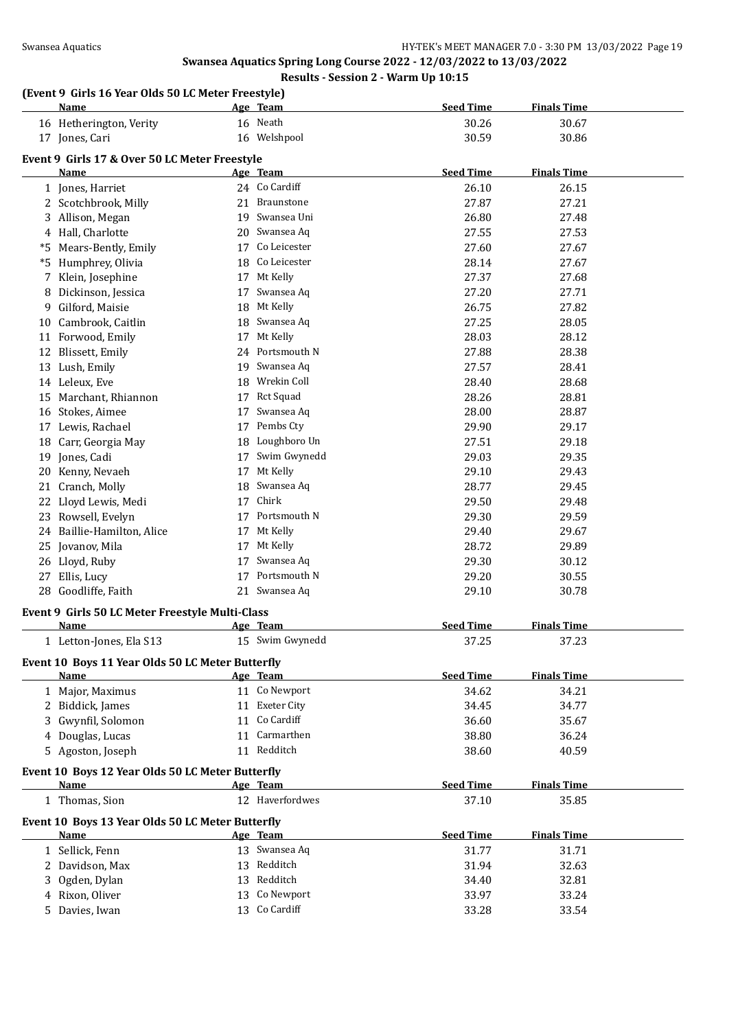**Swansea Aquatics Spring Long Course 2022 - 12/03/2022 to 13/03/2022**

**Results - Session 2 - Warm Up 10:15**

### (Event 9 Girls 16 Year Olds 50 LC Meter Freestyle)

| | Name | Age | Team | Seed Time | Finals Time |
|---|---|---|---|---|---|
| 16 | Hetherington, Verity | 16 | Neath | 30.26 | 30.67 |
| 17 | Jones, Cari | 16 | Welshpool | 30.59 | 30.86 |

### Event 9 Girls 17 & Over 50 LC Meter Freestyle

| | Name | Age | Team | Seed Time | Finals Time |
|---|---|---|---|---|---|
| 1 | Jones, Harriet | 24 | Co Cardiff | 26.10 | 26.15 |
| 2 | Scotchbrook, Milly | 21 | Braunstone | 27.87 | 27.21 |
| 3 | Allison, Megan | 19 | Swansea Uni | 26.80 | 27.48 |
| 4 | Hall, Charlotte | 20 | Swansea Aq | 27.55 | 27.53 |
| *5 | Mears-Bently, Emily | 17 | Co Leicester | 27.60 | 27.67 |
| *5 | Humphrey, Olivia | 18 | Co Leicester | 28.14 | 27.67 |
| 7 | Klein, Josephine | 17 | Mt Kelly | 27.37 | 27.68 |
| 8 | Dickinson, Jessica | 17 | Swansea Aq | 27.20 | 27.71 |
| 9 | Gilford, Maisie | 18 | Mt Kelly | 26.75 | 27.82 |
| 10 | Cambrook, Caitlin | 18 | Swansea Aq | 27.25 | 28.05 |
| 11 | Forwood, Emily | 17 | Mt Kelly | 28.03 | 28.12 |
| 12 | Blissett, Emily | 24 | Portsmouth N | 27.88 | 28.38 |
| 13 | Lush, Emily | 19 | Swansea Aq | 27.57 | 28.41 |
| 14 | Leleux, Eve | 18 | Wrekin Coll | 28.40 | 28.68 |
| 15 | Marchant, Rhiannon | 17 | Rct Squad | 28.26 | 28.81 |
| 16 | Stokes, Aimee | 17 | Swansea Aq | 28.00 | 28.87 |
| 17 | Lewis, Rachael | 17 | Pembs Cty | 29.90 | 29.17 |
| 18 | Carr, Georgia May | 18 | Loughboro Un | 27.51 | 29.18 |
| 19 | Jones, Cadi | 17 | Swim Gwynedd | 29.03 | 29.35 |
| 20 | Kenny, Nevaeh | 17 | Mt Kelly | 29.10 | 29.43 |
| 21 | Cranch, Molly | 18 | Swansea Aq | 28.77 | 29.45 |
| 22 | Lloyd Lewis, Medi | 17 | Chirk | 29.50 | 29.48 |
| 23 | Rowsell, Evelyn | 17 | Portsmouth N | 29.30 | 29.59 |
| 24 | Baillie-Hamilton, Alice | 17 | Mt Kelly | 29.40 | 29.67 |
| 25 | Jovanov, Mila | 17 | Mt Kelly | 28.72 | 29.89 |
| 26 | Lloyd, Ruby | 17 | Swansea Aq | 29.30 | 30.12 |
| 27 | Ellis, Lucy | 17 | Portsmouth N | 29.20 | 30.55 |
| 28 | Goodliffe, Faith | 21 | Swansea Aq | 29.10 | 30.78 |

### Event 9 Girls 50 LC Meter Freestyle Multi-Class

| | Name | Age | Team | Seed Time | Finals Time |
|---|---|---|---|---|---|
| 1 | Letton-Jones, Ela S13 | 15 | Swim Gwynedd | 37.25 | 37.23 |

### Event 10 Boys 11 Year Olds 50 LC Meter Butterfly

| | Name | Age | Team | Seed Time | Finals Time |
|---|---|---|---|---|---|
| 1 | Major, Maximus | 11 | Co Newport | 34.62 | 34.21 |
| 2 | Biddick, James | 11 | Exeter City | 34.45 | 34.77 |
| 3 | Gwynfil, Solomon | 11 | Co Cardiff | 36.60 | 35.67 |
| 4 | Douglas, Lucas | 11 | Carmarthen | 38.80 | 36.24 |
| 5 | Agoston, Joseph | 11 | Redditch | 38.60 | 40.59 |

### Event 10 Boys 12 Year Olds 50 LC Meter Butterfly

| | Name | Age | Team | Seed Time | Finals Time |
|---|---|---|---|---|---|
| 1 | Thomas, Sion | 12 | Haverfordwes | 37.10 | 35.85 |

### Event 10 Boys 13 Year Olds 50 LC Meter Butterfly

| | Name | Age | Team | Seed Time | Finals Time |
|---|---|---|---|---|---|
| 1 | Sellick, Fenn | 13 | Swansea Aq | 31.77 | 31.71 |
| 2 | Davidson, Max | 13 | Redditch | 31.94 | 32.63 |
| 3 | Ogden, Dylan | 13 | Redditch | 34.40 | 32.81 |
| 4 | Rixon, Oliver | 13 | Co Newport | 33.97 | 33.24 |
| 5 | Davies, Iwan | 13 | Co Cardiff | 33.28 | 33.54 |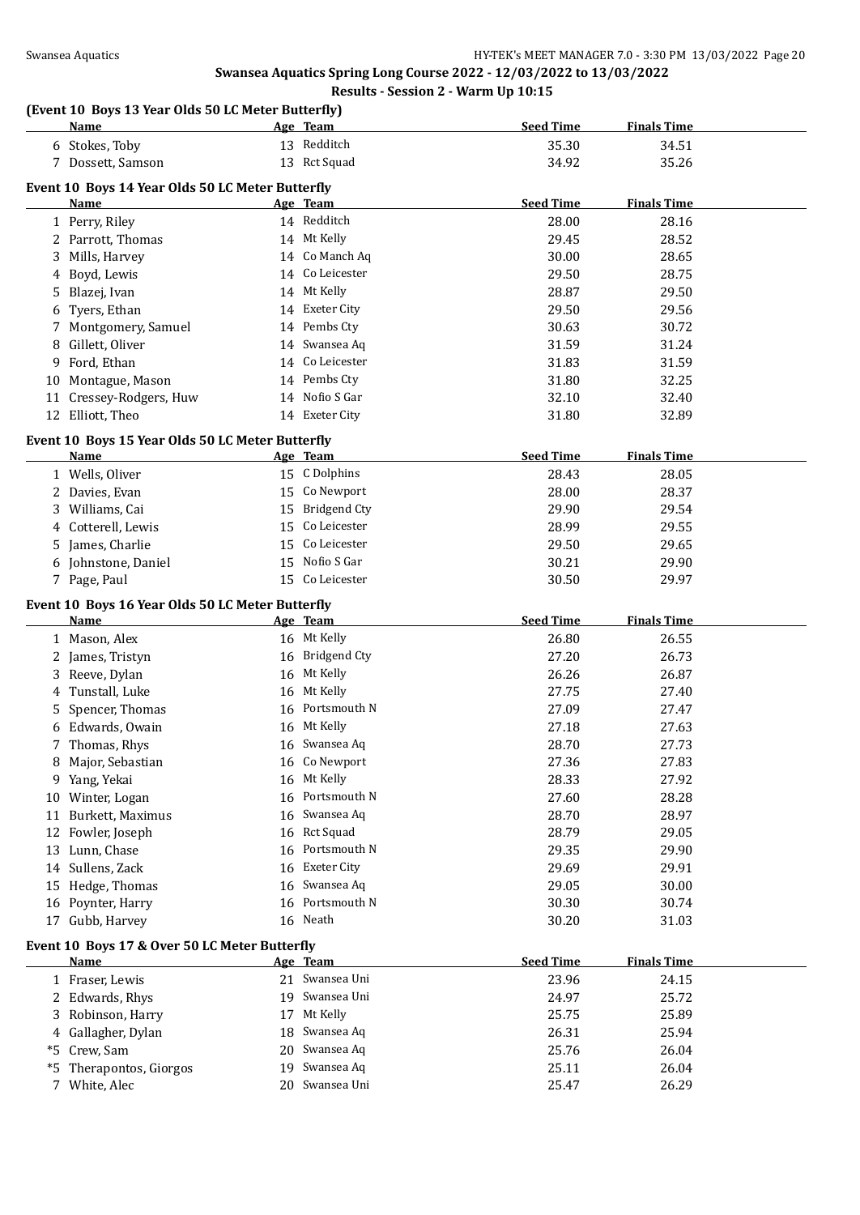## Swansea Aquatics Spring Long Course 2022 - 12/03/2022 to 13/03/2022

### Results - Session 2 - Warm Up 10:15

**(Event 10 Boys 13 Year Olds 50 LC Meter Butterfly)**

| | Name | Age | Team | Seed Time | Finals Time |
|---|---|---|---|---|---|
| 6 | Stokes, Toby | 13 | Redditch | 35.30 | 34.51 |
| 7 | Dossett, Samson | 13 | Rct Squad | 34.92 | 35.26 |

**Event 10 Boys 14 Year Olds 50 LC Meter Butterfly**

| | Name | Age | Team | Seed Time | Finals Time |
|---|---|---|---|---|---|
| 1 | Perry, Riley | 14 | Redditch | 28.00 | 28.16 |
| 2 | Parrott, Thomas | 14 | Mt Kelly | 29.45 | 28.52 |
| 3 | Mills, Harvey | 14 | Co Manch Aq | 30.00 | 28.65 |
| 4 | Boyd, Lewis | 14 | Co Leicester | 29.50 | 28.75 |
| 5 | Blazej, Ivan | 14 | Mt Kelly | 28.87 | 29.50 |
| 6 | Tyers, Ethan | 14 | Exeter City | 29.50 | 29.56 |
| 7 | Montgomery, Samuel | 14 | Pembs Cty | 30.63 | 30.72 |
| 8 | Gillett, Oliver | 14 | Swansea Aq | 31.59 | 31.24 |
| 9 | Ford, Ethan | 14 | Co Leicester | 31.83 | 31.59 |
| 10 | Montague, Mason | 14 | Pembs Cty | 31.80 | 32.25 |
| 11 | Cressey-Rodgers, Huw | 14 | Nofio S Gar | 32.10 | 32.40 |
| 12 | Elliott, Theo | 14 | Exeter City | 31.80 | 32.89 |

**Event 10 Boys 15 Year Olds 50 LC Meter Butterfly**

| | Name | Age | Team | Seed Time | Finals Time |
|---|---|---|---|---|---|
| 1 | Wells, Oliver | 15 | C Dolphins | 28.43 | 28.05 |
| 2 | Davies, Evan | 15 | Co Newport | 28.00 | 28.37 |
| 3 | Williams, Cai | 15 | Bridgend Cty | 29.90 | 29.54 |
| 4 | Cotterell, Lewis | 15 | Co Leicester | 28.99 | 29.55 |
| 5 | James, Charlie | 15 | Co Leicester | 29.50 | 29.65 |
| 6 | Johnstone, Daniel | 15 | Nofio S Gar | 30.21 | 29.90 |
| 7 | Page, Paul | 15 | Co Leicester | 30.50 | 29.97 |

**Event 10 Boys 16 Year Olds 50 LC Meter Butterfly**

| | Name | Age | Team | Seed Time | Finals Time |
|---|---|---|---|---|---|
| 1 | Mason, Alex | 16 | Mt Kelly | 26.80 | 26.55 |
| 2 | James, Tristyn | 16 | Bridgend Cty | 27.20 | 26.73 |
| 3 | Reeve, Dylan | 16 | Mt Kelly | 26.26 | 26.87 |
| 4 | Tunstall, Luke | 16 | Mt Kelly | 27.75 | 27.40 |
| 5 | Spencer, Thomas | 16 | Portsmouth N | 27.09 | 27.47 |
| 6 | Edwards, Owain | 16 | Mt Kelly | 27.18 | 27.63 |
| 7 | Thomas, Rhys | 16 | Swansea Aq | 28.70 | 27.73 |
| 8 | Major, Sebastian | 16 | Co Newport | 27.36 | 27.83 |
| 9 | Yang, Yekai | 16 | Mt Kelly | 28.33 | 27.92 |
| 10 | Winter, Logan | 16 | Portsmouth N | 27.60 | 28.28 |
| 11 | Burkett, Maximus | 16 | Swansea Aq | 28.70 | 28.97 |
| 12 | Fowler, Joseph | 16 | Rct Squad | 28.79 | 29.05 |
| 13 | Lunn, Chase | 16 | Portsmouth N | 29.35 | 29.90 |
| 14 | Sullens, Zack | 16 | Exeter City | 29.69 | 29.91 |
| 15 | Hedge, Thomas | 16 | Swansea Aq | 29.05 | 30.00 |
| 16 | Poynter, Harry | 16 | Portsmouth N | 30.30 | 30.74 |
| 17 | Gubb, Harvey | 16 | Neath | 30.20 | 31.03 |

**Event 10 Boys 17 & Over 50 LC Meter Butterfly**

| | Name | Age | Team | Seed Time | Finals Time |
|---|---|---|---|---|---|
| 1 | Fraser, Lewis | 21 | Swansea Uni | 23.96 | 24.15 |
| 2 | Edwards, Rhys | 19 | Swansea Uni | 24.97 | 25.72 |
| 3 | Robinson, Harry | 17 | Mt Kelly | 25.75 | 25.89 |
| 4 | Gallagher, Dylan | 18 | Swansea Aq | 26.31 | 25.94 |
| *5 | Crew, Sam | 20 | Swansea Aq | 25.76 | 26.04 |
| *5 | Therapontos, Giorgos | 19 | Swansea Aq | 25.11 | 26.04 |
| 7 | White, Alec | 20 | Swansea Uni | 25.47 | 26.29 |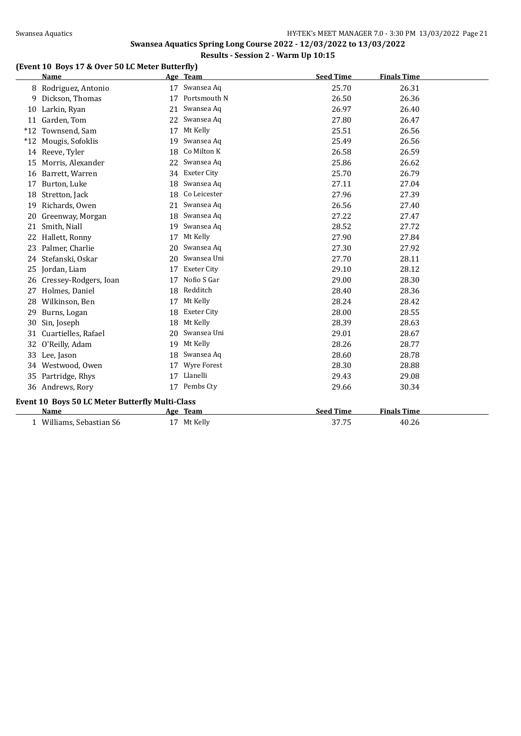**Swansea Aquatics Spring Long Course 2022 - 12/03/2022 to 13/03/2022**

**Results - Session 2 - Warm Up 10:15**

### (Event 10 Boys 17 & Over 50 LC Meter Butterfly)

| | Name | Age | Team | Seed Time | Finals Time |
|---|---|---|---|---|---|
| 8 | Rodriguez, Antonio | 17 | Swansea Aq | 25.70 | 26.31 |
| 9 | Dickson, Thomas | 17 | Portsmouth N | 26.50 | 26.36 |
| 10 | Larkin, Ryan | 21 | Swansea Aq | 26.97 | 26.40 |
| 11 | Garden, Tom | 22 | Swansea Aq | 27.80 | 26.47 |
| *12 | Townsend, Sam | 17 | Mt Kelly | 25.51 | 26.56 |
| *12 | Mougis, Sofoklis | 19 | Swansea Aq | 25.49 | 26.56 |
| 14 | Reeve, Tyler | 18 | Co Milton K | 26.58 | 26.59 |
| 15 | Morris, Alexander | 22 | Swansea Aq | 25.86 | 26.62 |
| 16 | Barrett, Warren | 34 | Exeter City | 25.70 | 26.79 |
| 17 | Burton, Luke | 18 | Swansea Aq | 27.11 | 27.04 |
| 18 | Stretton, Jack | 18 | Co Leicester | 27.96 | 27.39 |
| 19 | Richards, Owen | 21 | Swansea Aq | 26.56 | 27.40 |
| 20 | Greenway, Morgan | 18 | Swansea Aq | 27.22 | 27.47 |
| 21 | Smith, Niall | 19 | Swansea Aq | 28.52 | 27.72 |
| 22 | Hallett, Ronny | 17 | Mt Kelly | 27.90 | 27.84 |
| 23 | Palmer, Charlie | 20 | Swansea Aq | 27.30 | 27.92 |
| 24 | Stefanski, Oskar | 20 | Swansea Uni | 27.70 | 28.11 |
| 25 | Jordan, Liam | 17 | Exeter City | 29.10 | 28.12 |
| 26 | Cressey-Rodgers, Ioan | 17 | Nofio S Gar | 29.00 | 28.30 |
| 27 | Holmes, Daniel | 18 | Redditch | 28.40 | 28.36 |
| 28 | Wilkinson, Ben | 17 | Mt Kelly | 28.24 | 28.42 |
| 29 | Burns, Logan | 18 | Exeter City | 28.00 | 28.55 |
| 30 | Sin, Joseph | 18 | Mt Kelly | 28.39 | 28.63 |
| 31 | Cuartielles, Rafael | 20 | Swansea Uni | 29.01 | 28.67 |
| 32 | O'Reilly, Adam | 19 | Mt Kelly | 28.26 | 28.77 |
| 33 | Lee, Jason | 18 | Swansea Aq | 28.60 | 28.78 |
| 34 | Westwood, Owen | 17 | Wyre Forest | 28.30 | 28.88 |
| 35 | Partridge, Rhys | 17 | Llanelli | 29.43 | 29.08 |
| 36 | Andrews, Rory | 17 | Pembs Cty | 29.66 | 30.34 |

### Event 10 Boys 50 LC Meter Butterfly Multi-Class

| | Name | Age | Team | Seed Time | Finals Time |
|---|---|---|---|---|---|
| 1 | Williams, Sebastian S6 | 17 | Mt Kelly | 37.75 | 40.26 |